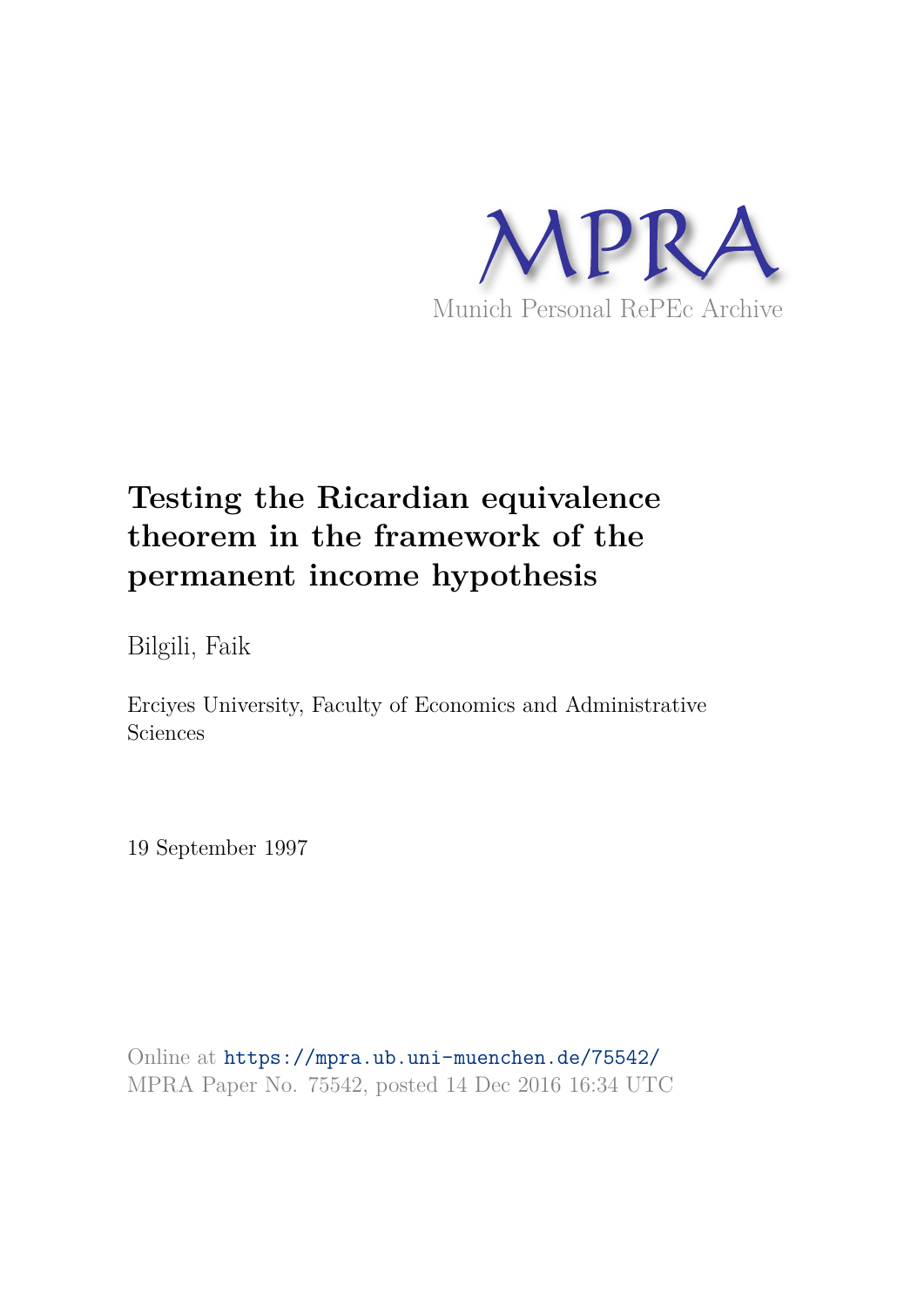MPRA

Munich Personal RePEc Archive

# Testing the Ricardian equivalence theorem in the framework of the permanent income hypothesis

Bilgili, Faik

Erciyes University, Faculty of Economics and Administrative Sciences

19 September 1997

Online at https://mpra.ub.uni-muenchen.de/75542/
MPRA Paper No. 75542, posted 14 Dec 2016 16:34 UTC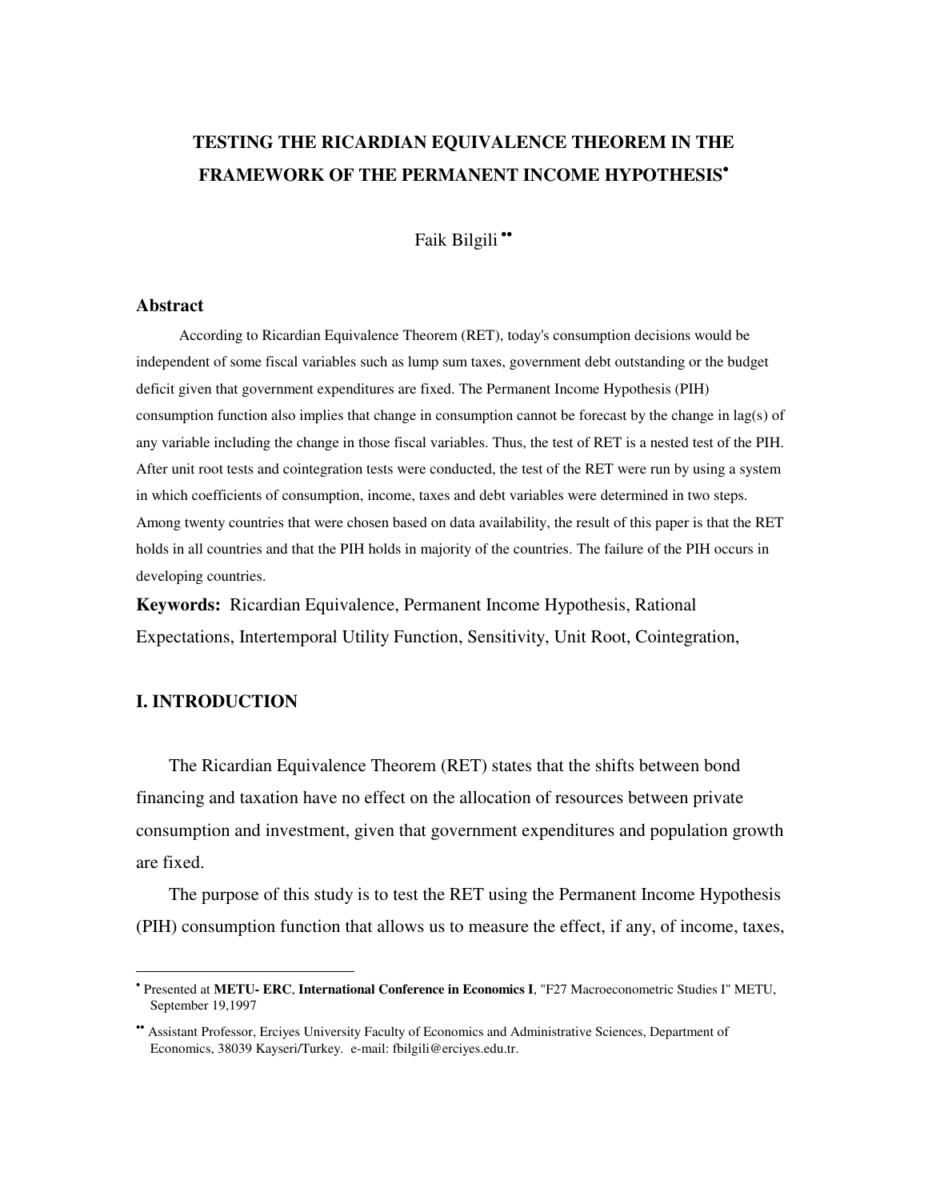# TESTING THE RICARDIAN EQUIVALENCE THEOREM IN THE FRAMEWORK OF THE PERMANENT INCOME HYPOTHESIS[•]

Faik Bilgili[••]

## Abstract

According to Ricardian Equivalence Theorem (RET), today's consumption decisions would be independent of some fiscal variables such as lump sum taxes, government debt outstanding or the budget deficit given that government expenditures are fixed. The Permanent Income Hypothesis (PIH) consumption function also implies that change in consumption cannot be forecast by the change in lag(s) of any variable including the change in those fiscal variables. Thus, the test of RET is a nested test of the PIH. After unit root tests and cointegration tests were conducted, the test of the RET were run by using a system in which coefficients of consumption, income, taxes and debt variables were determined in two steps. Among twenty countries that were chosen based on data availability, the result of this paper is that the RET holds in all countries and that the PIH holds in majority of the countries. The failure of the PIH occurs in developing countries.

**Keywords:** Ricardian Equivalence, Permanent Income Hypothesis, Rational Expectations, Intertemporal Utility Function, Sensitivity, Unit Root, Cointegration,

## I. INTRODUCTION

The Ricardian Equivalence Theorem (RET) states that the shifts between bond financing and taxation have no effect on the allocation of resources between private consumption and investment, given that government expenditures and population growth are fixed.

The purpose of this study is to test the RET using the Permanent Income Hypothesis (PIH) consumption function that allows us to measure the effect, if any, of income, taxes,

---

[•] Presented at **METU- ERC**, **International Conference in Economics I**, "F27 Macroeconometric Studies I" METU, September 19,1997

[••] Assistant Professor, Erciyes University Faculty of Economics and Administrative Sciences, Department of Economics, 38039 Kayseri/Turkey. e-mail: fbilgili@erciyes.edu.tr.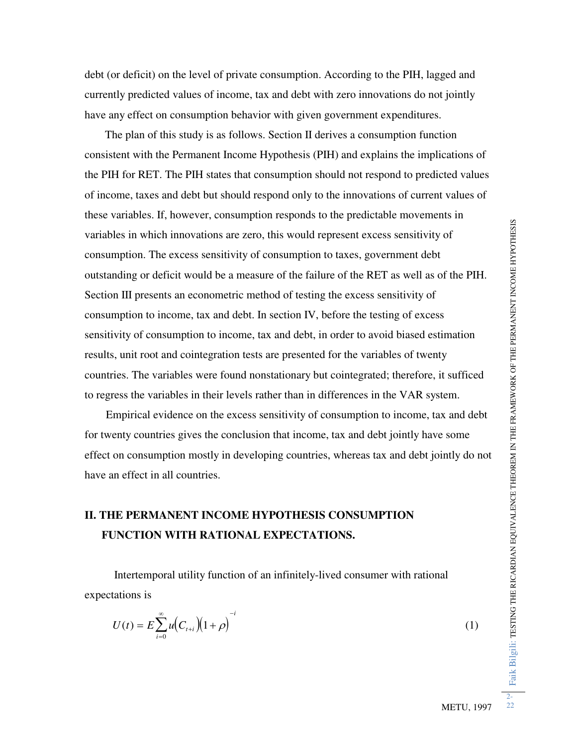debt (or deficit) on the level of private consumption. According to the PIH, lagged and currently predicted values of income, tax and debt with zero innovations do not jointly have any effect on consumption behavior with given government expenditures.

The plan of this study is as follows. Section II derives a consumption function consistent with the Permanent Income Hypothesis (PIH) and explains the implications of the PIH for RET. The PIH states that consumption should not respond to predicted values of income, taxes and debt but should respond only to the innovations of current values of these variables. If, however, consumption responds to the predictable movements in variables in which innovations are zero, this would represent excess sensitivity of consumption. The excess sensitivity of consumption to taxes, government debt outstanding or deficit would be a measure of the failure of the RET as well as of the PIH. Section III presents an econometric method of testing the excess sensitivity of consumption to income, tax and debt. In section IV, before the testing of excess sensitivity of consumption to income, tax and debt, in order to avoid biased estimation results, unit root and cointegration tests are presented for the variables of twenty countries. The variables were found nonstationary but cointegrated; therefore, it sufficed to regress the variables in their levels rather than in differences in the VAR system.

Empirical evidence on the excess sensitivity of consumption to income, tax and debt for twenty countries gives the conclusion that income, tax and debt jointly have some effect on consumption mostly in developing countries, whereas tax and debt jointly do not have an effect in all countries.

## II. THE PERMANENT INCOME HYPOTHESIS CONSUMPTION FUNCTION WITH RATIONAL EXPECTATIONS.

Intertemporal utility function of an infinitely-lived consumer with rational expectations is

$$U(t) = E\sum_{i=0}^{\infty} u\left(C_{t+i}\right)\left(1+\rho\right)^{-i} \tag{1}$$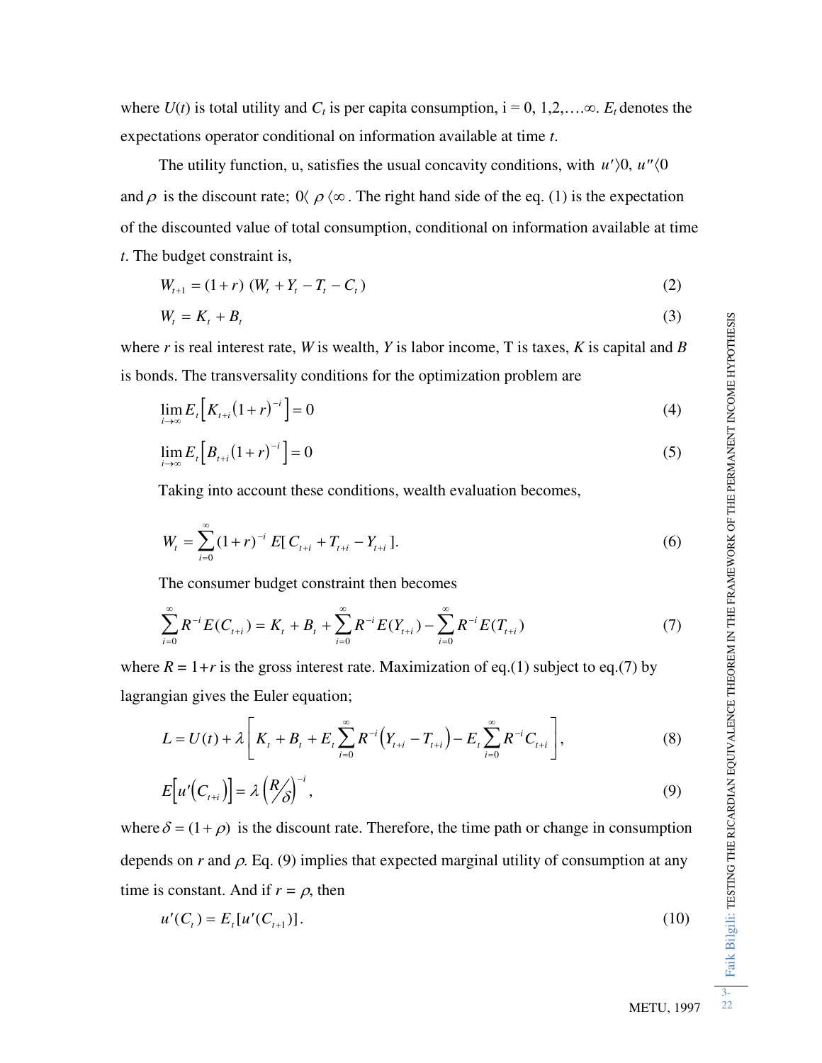where $U(t)$ is total utility and $C_t$ is per capita consumption, i = 0, 1,2,….∞. $E_t$ denotes the expectations operator conditional on information available at time *t*.

The utility function, u, satisfies the usual concavity conditions, with $u' \rangle 0,\ u'' \langle 0$ and $\rho$ is the discount rate; $0 \langle\ \rho \ \langle \infty$. The right hand side of the eq. (1) is the expectation of the discounted value of total consumption, conditional on information available at time *t*. The budget constraint is,

$$W_{t+1} = (1+r)\ (W_t + Y_t - T_t - C_t) \tag{2}$$

$$W_t = K_t + B_t \tag{3}$$

where *r* is real interest rate, *W* is wealth, *Y* is labor income, T is taxes, *K* is capital and *B* is bonds. The transversality conditions for the optimization problem are

$$\lim_{i \to \infty} E_t\left[K_{t+i}(1+r)^{-i}\right] = 0 \tag{4}$$

$$\lim_{i \to \infty} E_t\left[B_{t+i}(1+r)^{-i}\right] = 0 \tag{5}$$

Taking into account these conditions, wealth evaluation becomes,

$$W_t = \sum_{i=0}^{\infty} (1+r)^{-i}\ E[\,C_{t+i} + T_{t+i} - Y_{t+i}\,]. \tag{6}$$

The consumer budget constraint then becomes

$$\sum_{i=0}^{\infty} R^{-i} E(C_{t+i}) = K_t + B_t + \sum_{i=0}^{\infty} R^{-i} E(Y_{t+i}) - \sum_{i=0}^{\infty} R^{-i} E(T_{t+i}) \tag{7}$$

where *R* = 1+*r* is the gross interest rate. Maximization of eq.(1) subject to eq.(7) by lagrangian gives the Euler equation;

$$L = U(t) + \lambda\left[K_t + B_t + E_t \sum_{i=0}^{\infty} R^{-i}\left(Y_{t+i} - T_{t+i}\right) - E_t \sum_{i=0}^{\infty} R^{-i} C_{t+i}\right], \tag{8}$$

$$E\left[u'\left(C_{t+i}\right)\right] = \lambda \left(R/\delta\right)^{-i}, \tag{9}$$

where $\delta = (1+\rho)$ is the discount rate. Therefore, the time path or change in consumption depends on *r* and $\rho$. Eq. (9) implies that expected marginal utility of consumption at any time is constant. And if $r = \rho$, then

$$u'(C_t) = E_t[u'(C_{t+1})]. \tag{10}$$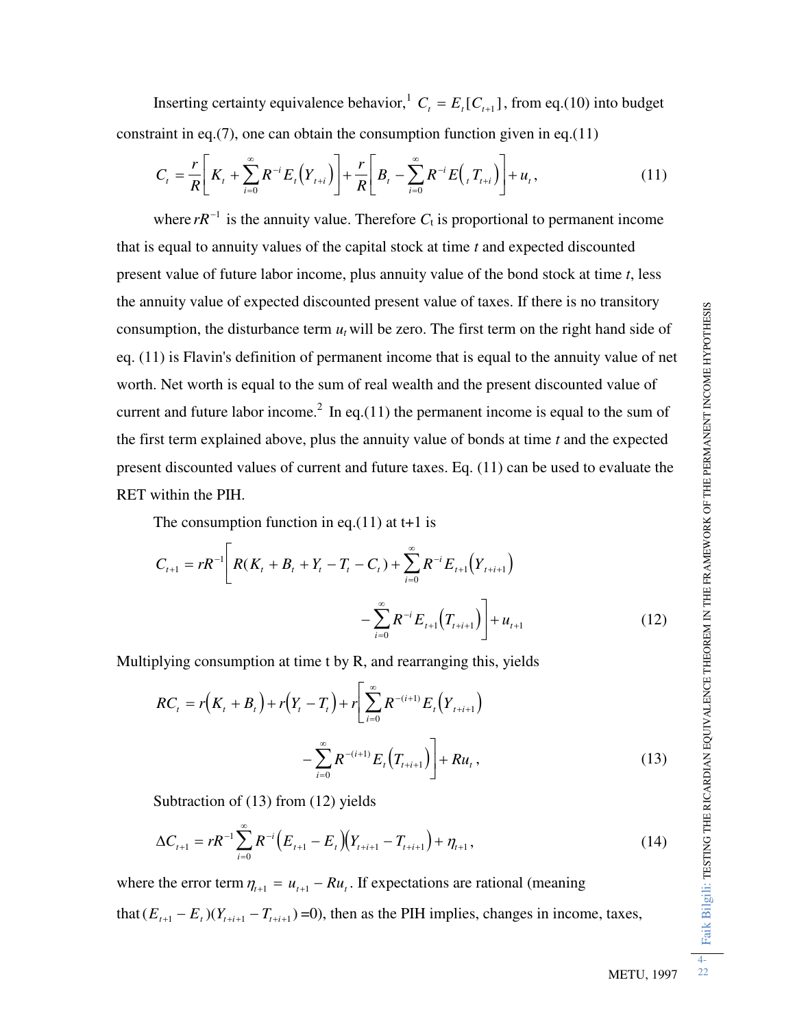Inserting certainty equivalence behavior,[1] $C_t = E_t[C_{t+1}]$, from eq.(10) into budget constraint in eq.(7), one can obtain the consumption function given in eq.(11)

$$C_t = \frac{r}{R}\left[K_t + \sum_{i=0}^{\infty} R^{-i} E_t\left(Y_{t+i}\right)\right] + \frac{r}{R}\left[B_t - \sum_{i=0}^{\infty} R^{-i} E\left({}_t T_{t+i}\right)\right] + u_t, \tag{11}$$

where $rR^{-1}$ is the annuity value. Therefore $C_t$ is proportional to permanent income that is equal to annuity values of the capital stock at time *t* and expected discounted present value of future labor income, plus annuity value of the bond stock at time *t*, less the annuity value of expected discounted present value of taxes. If there is no transitory consumption, the disturbance term $u_t$ will be zero. The first term on the right hand side of eq. (11) is Flavin's definition of permanent income that is equal to the annuity value of net worth. Net worth is equal to the sum of real wealth and the present discounted value of current and future labor income.[2] In eq.(11) the permanent income is equal to the sum of the first term explained above, plus the annuity value of bonds at time *t* and the expected present discounted values of current and future taxes. Eq. (11) can be used to evaluate the RET within the PIH.

The consumption function in eq.(11) at t+1 is

$$C_{t+1} = rR^{-1}\left[R(K_t + B_t + Y_t - T_t - C_t) + \sum_{i=0}^{\infty} R^{-i} E_{t+1}\left(Y_{t+i+1}\right) - \sum_{i=0}^{\infty} R^{-i} E_{t+1}\left(T_{t+i+1}\right)\right] + u_{t+1} \tag{12}$$

Multiplying consumption at time t by R, and rearranging this, yields

$$RC_t = r\left(K_t + B_t\right) + r\left(Y_t - T_t\right) + r\left[\sum_{i=0}^{\infty} R^{-(i+1)} E_t\left(Y_{t+i+1}\right) - \sum_{i=0}^{\infty} R^{-(i+1)} E_t\left(T_{t+i+1}\right)\right] + Ru_t, \tag{13}$$

Subtraction of (13) from (12) yields

$$\Delta C_{t+1} = rR^{-1} \sum_{i=0}^{\infty} R^{-i}\left(E_{t+1} - E_t\right)\left(Y_{t+i+1} - T_{t+i+1}\right) + \eta_{t+1}, \tag{14}$$

where the error term $\eta_{t+1} = u_{t+1} - Ru_t$. If expectations are rational (meaning that $(E_{t+1} - E_t)(Y_{t+i+1} - T_{t+i+1})$ =0), then as the PIH implies, changes in income, taxes,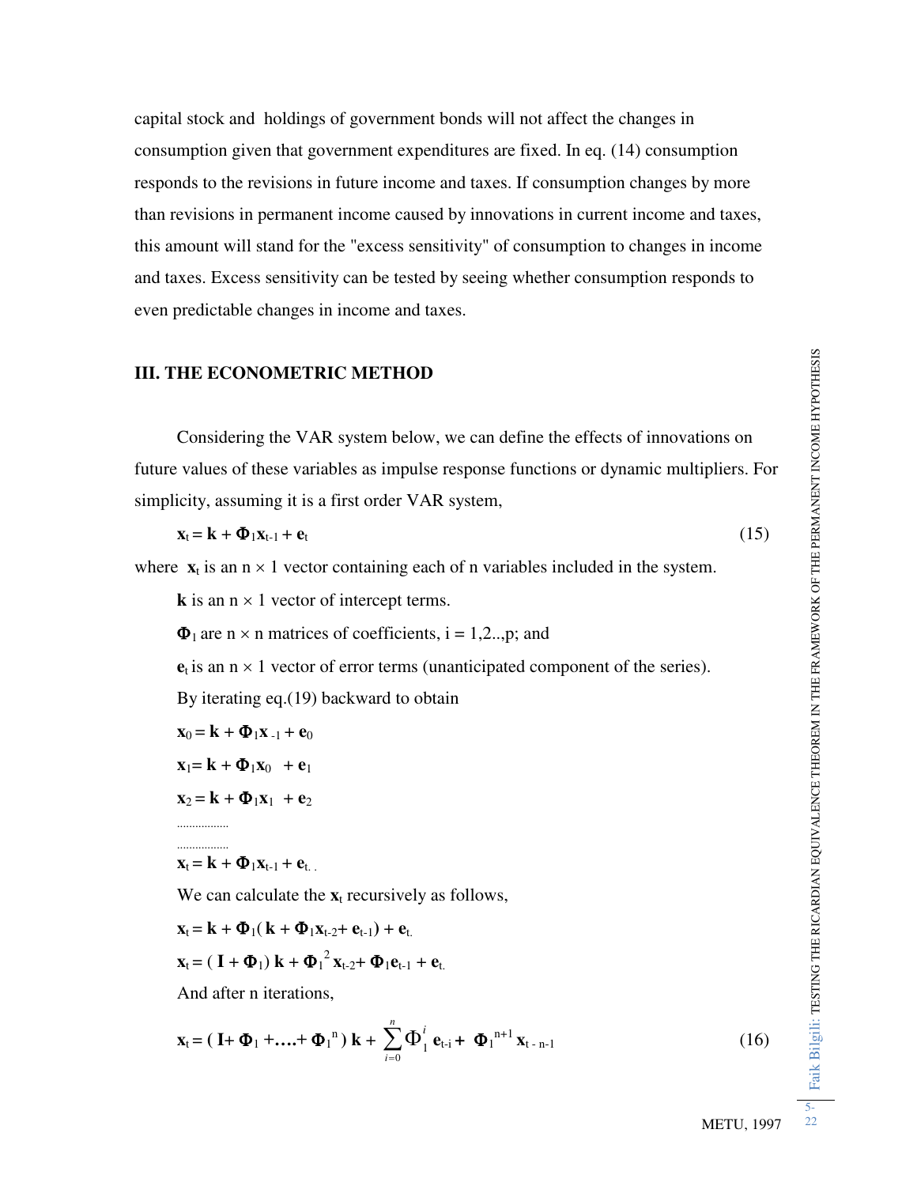capital stock and holdings of government bonds will not affect the changes in consumption given that government expenditures are fixed. In eq. (14) consumption responds to the revisions in future income and taxes. If consumption changes by more than revisions in permanent income caused by innovations in current income and taxes, this amount will stand for the "excess sensitivity" of consumption to changes in income and taxes. Excess sensitivity can be tested by seeing whether consumption responds to even predictable changes in income and taxes.

## III. THE ECONOMETRIC METHOD

Considering the VAR system below, we can define the effects of innovations on future values of these variables as impulse response functions or dynamic multipliers. For simplicity, assuming it is a first order VAR system,

$$\mathbf{x}_t = \mathbf{k} + \mathbf{\Phi}_1\mathbf{x}_{t-1} + \mathbf{e}_t \tag{15}$$

where $\mathbf{x}_t$ is an n × 1 vector containing each of n variables included in the system.

$\mathbf{k}$ is an n × 1 vector of intercept terms.

$\mathbf{\Phi}_1$ are n × n matrices of coefficients, i = 1,2..,p; and

$\mathbf{e}_t$ is an n × 1 vector of error terms (unanticipated component of the series).

By iterating eq.(19) backward to obtain

$$\mathbf{x}_0 = \mathbf{k} + \mathbf{\Phi}_1\mathbf{x}_{-1} + \mathbf{e}_0$$

$$\mathbf{x}_1 = \mathbf{k} + \mathbf{\Phi}_1\mathbf{x}_0 + \mathbf{e}_1$$

$$\mathbf{x}_2 = \mathbf{k} + \mathbf{\Phi}_1\mathbf{x}_1 + \mathbf{e}_2$$

.................

.................

$$\mathbf{x}_t = \mathbf{k} + \mathbf{\Phi}_1\mathbf{x}_{t-1} + \mathbf{e}_t$$

We can calculate the $\mathbf{x}_t$ recursively as follows,

$$\mathbf{x}_t = \mathbf{k} + \mathbf{\Phi}_1(\mathbf{k} + \mathbf{\Phi}_1\mathbf{x}_{t-2} + \mathbf{e}_{t-1}) + \mathbf{e}_t$$

$$\mathbf{x}_t = (\mathbf{I} + \mathbf{\Phi}_1)\,\mathbf{k} + \mathbf{\Phi}_1^{2}\,\mathbf{x}_{t-2} + \mathbf{\Phi}_1\mathbf{e}_{t-1} + \mathbf{e}_t$$

And after n iterations,

$$\mathbf{x}_t = (\mathbf{I} + \mathbf{\Phi}_1 + \ldots + \mathbf{\Phi}_1^{n})\,\mathbf{k} + \sum_{i=0}^{n}\Phi_1^{i}\,\mathbf{e}_{t-i} + \mathbf{\Phi}_1^{n+1}\,\mathbf{x}_{t-n-1} \tag{16}$$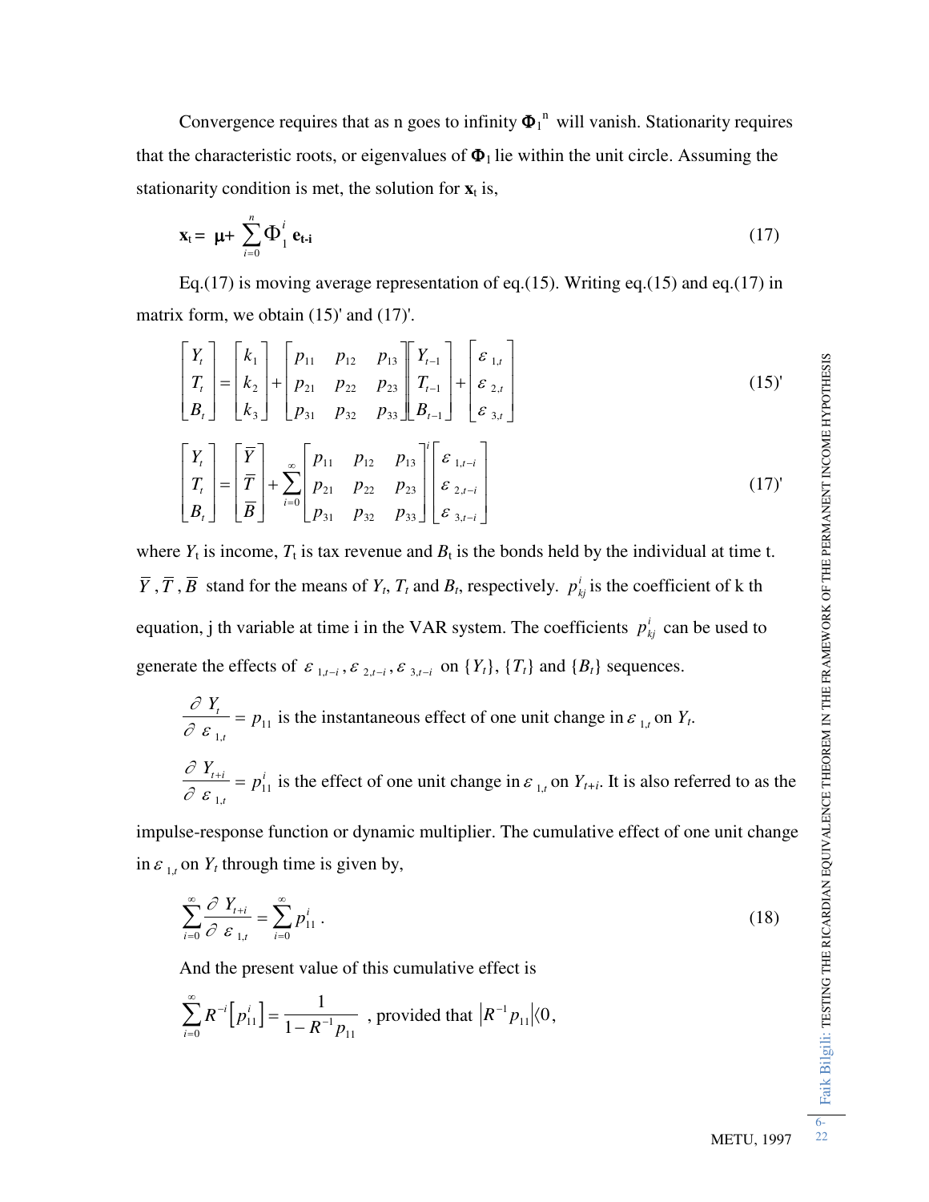Convergence requires that as n goes to infinity $\mathbf{\Phi}_1^{\ n}$ will vanish. Stationarity requires that the characteristic roots, or eigenvalues of $\mathbf{\Phi}_1$ lie within the unit circle. Assuming the stationarity condition is met, the solution for $\mathbf{x}_t$ is,

$$\mathbf{x_t} = \boldsymbol{\mu} + \sum_{i=0}^{n} \Phi_1^{\ i}\, \mathbf{e_{t-i}} \tag{17}$$

Eq.(17) is moving average representation of eq.(15). Writing eq.(15) and eq.(17) in matrix form, we obtain (15)' and (17)'.

$$\begin{bmatrix} Y_t \\ T_t \\ B_t \end{bmatrix} = \begin{bmatrix} k_1 \\ k_2 \\ k_3 \end{bmatrix} + \begin{bmatrix} p_{11} & p_{12} & p_{13} \\ p_{21} & p_{22} & p_{23} \\ p_{31} & p_{32} & p_{33} \end{bmatrix} \begin{bmatrix} Y_{t-1} \\ T_{t-1} \\ B_{t-1} \end{bmatrix} + \begin{bmatrix} \varepsilon_{1,t} \\ \varepsilon_{2,t} \\ \varepsilon_{3,t} \end{bmatrix} \tag{15'}$$

$$\begin{bmatrix} Y_t \\ T_t \\ B_t \end{bmatrix} = \begin{bmatrix} \overline{Y} \\ \overline{T} \\ \overline{B} \end{bmatrix} + \sum_{i=0}^{\infty} \begin{bmatrix} p_{11} & p_{12} & p_{13} \\ p_{21} & p_{22} & p_{23} \\ p_{31} & p_{32} & p_{33} \end{bmatrix}^i \begin{bmatrix} \varepsilon_{1,t-i} \\ \varepsilon_{2,t-i} \\ \varepsilon_{3,t-i} \end{bmatrix} \tag{17'}$$

where $Y_t$ is income, $T_t$ is tax revenue and $B_t$ is the bonds held by the individual at time t. $\overline{Y}$, $\overline{T}$, $\overline{B}$ stand for the means of $Y_t$, $T_t$ and $B_t$, respectively. $p_{kj}^{i}$ is the coefficient of k th equation, j th variable at time i in the VAR system. The coefficients $p_{kj}^{i}$ can be used to generate the effects of $\varepsilon_{1,t-i}, \varepsilon_{2,t-i}, \varepsilon_{3,t-i}$ on $\{Y_t\}$, $\{T_t\}$ and $\{B_t\}$ sequences.

$\dfrac{\partial Y_t}{\partial \varepsilon_{1,t}} = p_{11}$ is the instantaneous effect of one unit change in $\varepsilon_{1,t}$ on $Y_t$.

$\dfrac{\partial Y_{t+i}}{\partial \varepsilon_{1,t}} = p_{11}^{i}$ is the effect of one unit change in $\varepsilon_{1,t}$ on $Y_{t+i}$. It is also referred to as the impulse-response function or dynamic multiplier. The cumulative effect of one unit change in $\varepsilon_{1,t}$ on $Y_t$ through time is given by,

$$\sum_{i=0}^{\infty} \frac{\partial Y_{t+i}}{\partial \varepsilon_{1,t}} = \sum_{i=0}^{\infty} p_{11}^{i} \,. \tag{18}$$

And the present value of this cumulative effect is

$$\sum_{i=0}^{\infty} R^{-i}\left[p_{11}^{i}\right] = \frac{1}{1 - R^{-1} p_{11}} \text{ , provided that } \left|R^{-1} p_{11}\right| \langle 0,$$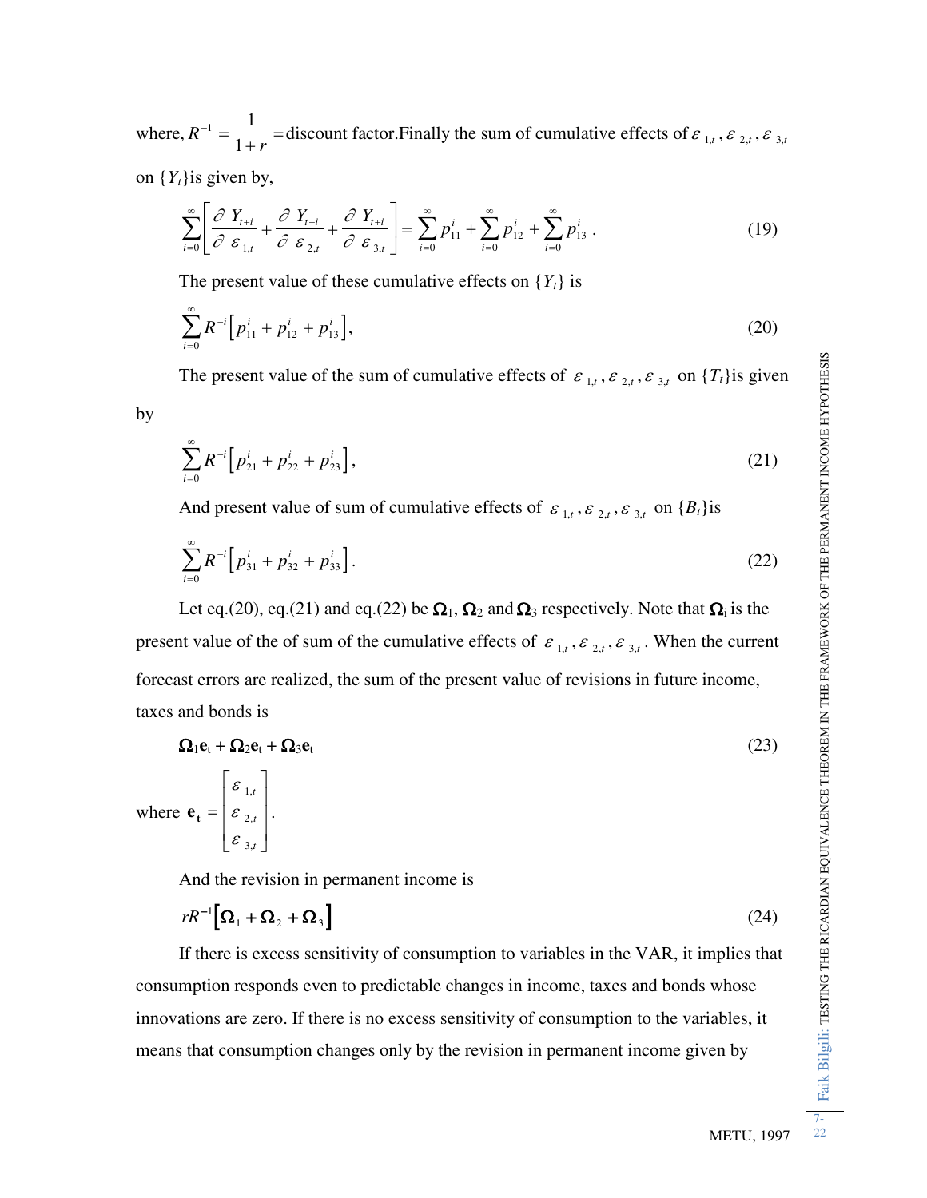where, $R^{-1} = \dfrac{1}{1+r}$ = discount factor. Finally the sum of cumulative effects of $\varepsilon_{1,t}, \varepsilon_{2,t}, \varepsilon_{3,t}$ on $\{Y_t\}$ is given by,

$$\sum_{i=0}^{\infty}\left[\frac{\partial Y_{t+i}}{\partial \varepsilon_{1,t}} + \frac{\partial Y_{t+i}}{\partial \varepsilon_{2,t}} + \frac{\partial Y_{t+i}}{\partial \varepsilon_{3,t}}\right] = \sum_{i=0}^{\infty} p_{11}^{i} + \sum_{i=0}^{\infty} p_{12}^{i} + \sum_{i=0}^{\infty} p_{13}^{i}\ . \tag{19}$$

The present value of these cumulative effects on $\{Y_t\}$ is

$$\sum_{i=0}^{\infty} R^{-i}\left[p_{11}^{i} + p_{12}^{i} + p_{13}^{i}\right], \tag{20}$$

The present value of the sum of cumulative effects of $\varepsilon_{1,t}, \varepsilon_{2,t}, \varepsilon_{3,t}$ on $\{T_t\}$ is given by

$$\sum_{i=0}^{\infty} R^{-i}\left[p_{21}^{i} + p_{22}^{i} + p_{23}^{i}\right], \tag{21}$$

And present value of sum of cumulative effects of $\varepsilon_{1,t}, \varepsilon_{2,t}, \varepsilon_{3,t}$ on $\{B_t\}$ is

$$\sum_{i=0}^{\infty} R^{-i}\left[p_{31}^{i} + p_{32}^{i} + p_{33}^{i}\right]. \tag{22}$$

Let eq.(20), eq.(21) and eq.(22) be $\mathbf{\Omega}_1$, $\mathbf{\Omega}_2$ and $\mathbf{\Omega}_3$ respectively. Note that $\mathbf{\Omega}_i$ is the present value of the of sum of the cumulative effects of $\varepsilon_{1,t}, \varepsilon_{2,t}, \varepsilon_{3,t}$. When the current forecast errors are realized, the sum of the present value of revisions in future income, taxes and bonds is

$$\mathbf{\Omega}_1\mathbf{e}_t + \mathbf{\Omega}_2\mathbf{e}_t + \mathbf{\Omega}_3\mathbf{e}_t \tag{23}$$

where $\mathbf{e_t} = \begin{bmatrix} \varepsilon_{1,t} \\ \varepsilon_{2,t} \\ \varepsilon_{3,t} \end{bmatrix}$.

And the revision in permanent income is

$$rR^{-1}\left[\mathbf{\Omega}_1 + \mathbf{\Omega}_2 + \mathbf{\Omega}_3\right] \tag{24}$$

If there is excess sensitivity of consumption to variables in the VAR, it implies that consumption responds even to predictable changes in income, taxes and bonds whose innovations are zero. If there is no excess sensitivity of consumption to the variables, it means that consumption changes only by the revision in permanent income given by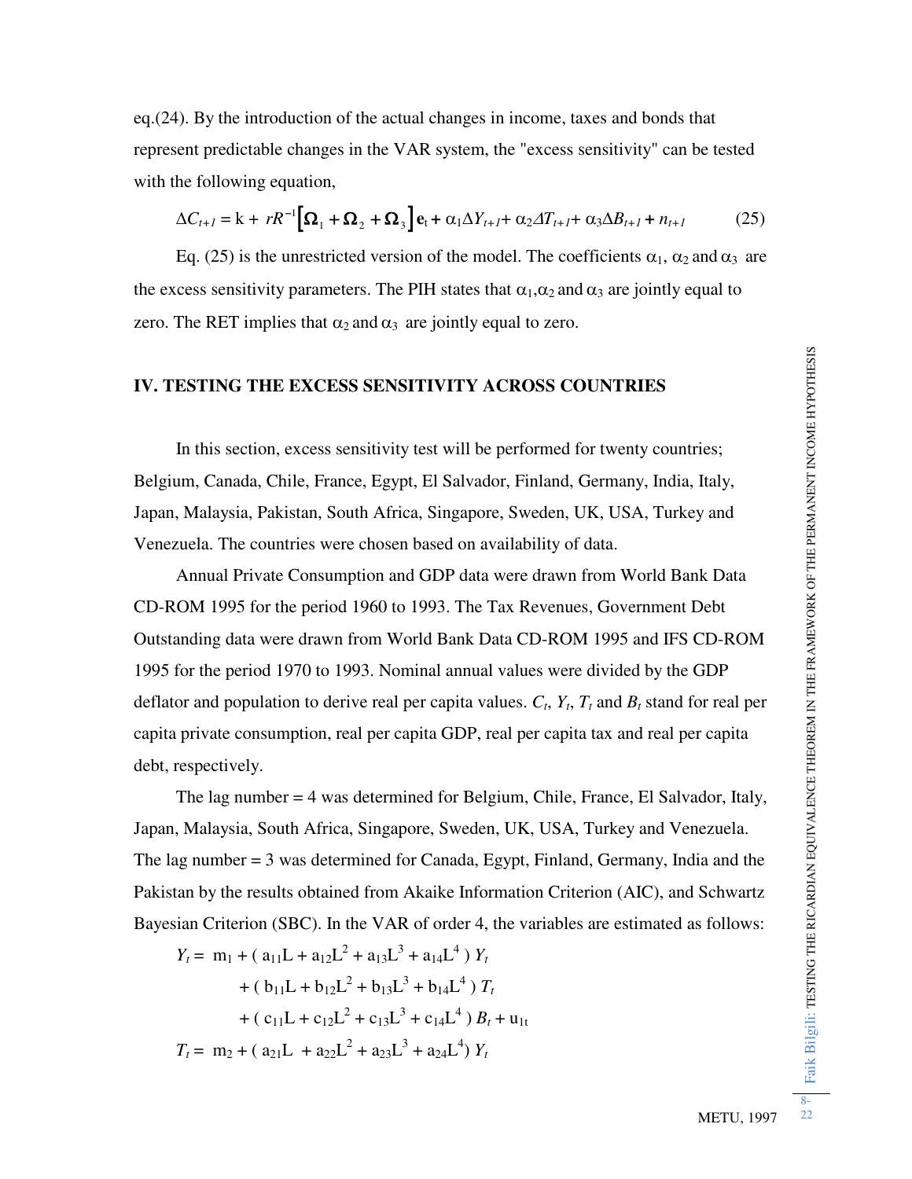eq.(24). By the introduction of the actual changes in income, taxes and bonds that represent predictable changes in the VAR system, the "excess sensitivity" can be tested with the following equation,

$$\Delta C_{t+1} = \mathrm{k} + rR^{-1}\left[\boldsymbol{\Omega}_1 + \boldsymbol{\Omega}_2 + \boldsymbol{\Omega}_3\right]\mathbf{e}_t + \alpha_1 \Delta Y_{t+1} + \alpha_2 \Delta T_{t+1} + \alpha_3 \Delta B_{t+1} + n_{t+1} \qquad (25)$$

Eq. (25) is the unrestricted version of the model. The coefficients $\alpha_1$, $\alpha_2$ and $\alpha_3$ are the excess sensitivity parameters. The PIH states that $\alpha_1$, $\alpha_2$ and $\alpha_3$ are jointly equal to zero. The RET implies that $\alpha_2$ and $\alpha_3$ are jointly equal to zero.

## IV. TESTING THE EXCESS SENSITIVITY ACROSS COUNTRIES

In this section, excess sensitivity test will be performed for twenty countries; Belgium, Canada, Chile, France, Egypt, El Salvador, Finland, Germany, India, Italy, Japan, Malaysia, Pakistan, South Africa, Singapore, Sweden, UK, USA, Turkey and Venezuela. The countries were chosen based on availability of data.

Annual Private Consumption and GDP data were drawn from World Bank Data CD-ROM 1995 for the period 1960 to 1993. The Tax Revenues, Government Debt Outstanding data were drawn from World Bank Data CD-ROM 1995 and IFS CD-ROM 1995 for the period 1970 to 1993. Nominal annual values were divided by the GDP deflator and population to derive real per capita values. $C_t$, $Y_t$, $T_t$ and $B_t$ stand for real per capita private consumption, real per capita GDP, real per capita tax and real per capita debt, respectively.

The lag number = 4 was determined for Belgium, Chile, France, El Salvador, Italy, Japan, Malaysia, South Africa, Singapore, Sweden, UK, USA, Turkey and Venezuela. The lag number = 3 was determined for Canada, Egypt, Finland, Germany, India and the Pakistan by the results obtained from Akaike Information Criterion (AIC), and Schwartz Bayesian Criterion (SBC). In the VAR of order 4, the variables are estimated as follows:

$$\begin{aligned} Y_t = \ & \mathrm{m}_1 + (\mathrm{a}_{11}\mathrm{L} + \mathrm{a}_{12}\mathrm{L}^2 + \mathrm{a}_{13}\mathrm{L}^3 + \mathrm{a}_{14}\mathrm{L}^4)\, Y_t \\ & + (\mathrm{b}_{11}\mathrm{L} + \mathrm{b}_{12}\mathrm{L}^2 + \mathrm{b}_{13}\mathrm{L}^3 + \mathrm{b}_{14}\mathrm{L}^4)\, T_t \\ & + (\mathrm{c}_{11}\mathrm{L} + \mathrm{c}_{12}\mathrm{L}^2 + \mathrm{c}_{13}\mathrm{L}^3 + \mathrm{c}_{14}\mathrm{L}^4)\, B_t + \mathrm{u}_{1t} \end{aligned}$$

$$T_t = \mathrm{m}_2 + (\mathrm{a}_{21}\mathrm{L} + \mathrm{a}_{22}\mathrm{L}^2 + \mathrm{a}_{23}\mathrm{L}^3 + \mathrm{a}_{24}\mathrm{L}^4)\, Y_t$$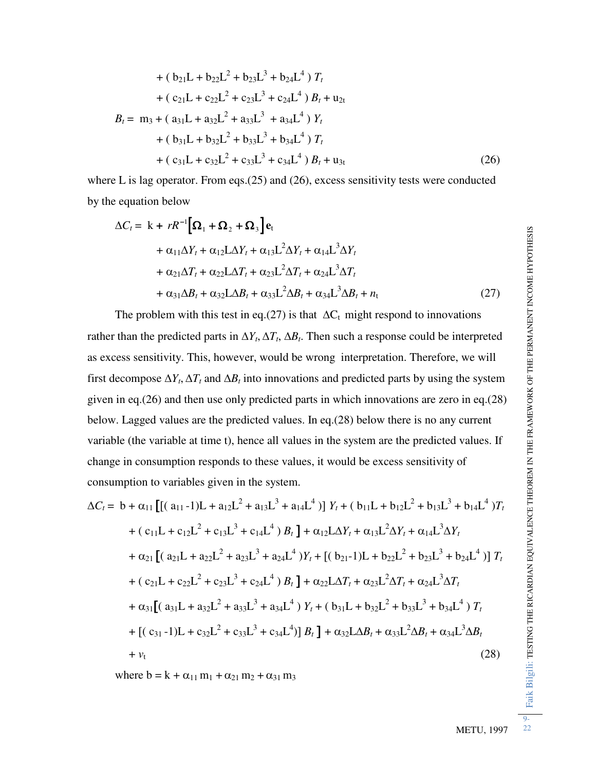$$+ ( b_{21}L + b_{22}L^2 + b_{23}L^3 + b_{24}L^4 ) T_t$$

$$+ ( c_{21}L + c_{22}L^2 + c_{23}L^3 + c_{24}L^4 ) B_t + u_{2t}$$

$$B_t = m_3 + ( a_{31}L + a_{32}L^2 + a_{33}L^3 + a_{34}L^4 ) Y_t$$

$$+ ( b_{31}L + b_{32}L^2 + b_{33}L^3 + b_{34}L^4 ) T_t$$

$$+ ( c_{31}L + c_{32}L^2 + c_{33}L^3 + c_{34}L^4 ) B_t + u_{3t} \quad (26)$$

where L is lag operator. From eqs.(25) and (26), excess sensitivity tests were conducted by the equation below

$$\Delta C_t = k + rR^{-1}\left[\mathbf{\Omega}_1 + \mathbf{\Omega}_2 + \mathbf{\Omega}_3\right]\mathbf{e}_t$$

$$+ \alpha_{11}\Delta Y_t + \alpha_{12}L\Delta Y_t + \alpha_{13}L^2\Delta Y_t + \alpha_{14}L^3\Delta Y_t$$

$$+ \alpha_{21}\Delta T_t + \alpha_{22}L\Delta T_t + \alpha_{23}L^2\Delta T_t + \alpha_{24}L^3\Delta T_t$$

$$+ \alpha_{31}\Delta B_t + \alpha_{32}L\Delta B_t + \alpha_{33}L^2\Delta B_t + \alpha_{34}L^3\Delta B_t + n_t \quad (27)$$

The problem with this test in eq.(27) is that $\Delta C_t$ might respond to innovations rather than the predicted parts in $\Delta Y_t, \Delta T_t, \Delta B_t$. Then such a response could be interpreted as excess sensitivity. This, however, would be wrong interpretation. Therefore, we will first decompose $\Delta Y_t, \Delta T_t$ and $\Delta B_t$ into innovations and predicted parts by using the system given in eq.(26) and then use only predicted parts in which innovations are zero in eq.(28) below. Lagged values are the predicted values. In eq.(28) below there is no any current variable (the variable at time t), hence all values in the system are the predicted values. If change in consumption responds to these values, it would be excess sensitivity of consumption to variables given in the system.

$$\Delta C_t = b + \alpha_{11}\left[[( a_{11} -1)L + a_{12}L^2 + a_{13}L^3 + a_{14}L^4 )] Y_t + ( b_{11}L + b_{12}L^2 + b_{13}L^3 + b_{14}L^4 )T_t\right.$$

$$\left.+ ( c_{11}L + c_{12}L^2 + c_{13}L^3 + c_{14}L^4 ) B_t\right] + \alpha_{12}L\Delta Y_t + \alpha_{13}L^2\Delta Y_t + \alpha_{14}L^3\Delta Y_t$$

$$+ \alpha_{21}\left[( a_{21}L + a_{22}L^2 + a_{23}L^3 + a_{24}L^4 )Y_t + [( b_{21}-1)L + b_{22}L^2 + b_{23}L^3 + b_{24}L^4 )] T_t\right.$$

$$\left.+ ( c_{21}L + c_{22}L^2 + c_{23}L^3 + c_{24}L^4 ) B_t\right] + \alpha_{22}L\Delta T_t + \alpha_{23}L^2\Delta T_t + \alpha_{24}L^3\Delta T_t$$

$$+ \alpha_{31}\left[( a_{31}L + a_{32}L^2 + a_{33}L^3 + a_{34}L^4 ) Y_t + ( b_{31}L + b_{32}L^2 + b_{33}L^3 + b_{34}L^4 ) T_t\right.$$

$$\left.+ [( c_{31} -1)L + c_{32}L^2 + c_{33}L^3 + c_{34}L^4)] B_t\right] + \alpha_{32}L\Delta B_t + \alpha_{33}L^2\Delta B_t + \alpha_{34}L^3\Delta B_t$$

$$+ v_t \quad (28)$$

where $b = k + \alpha_{11} m_1 + \alpha_{21} m_2 + \alpha_{31} m_3$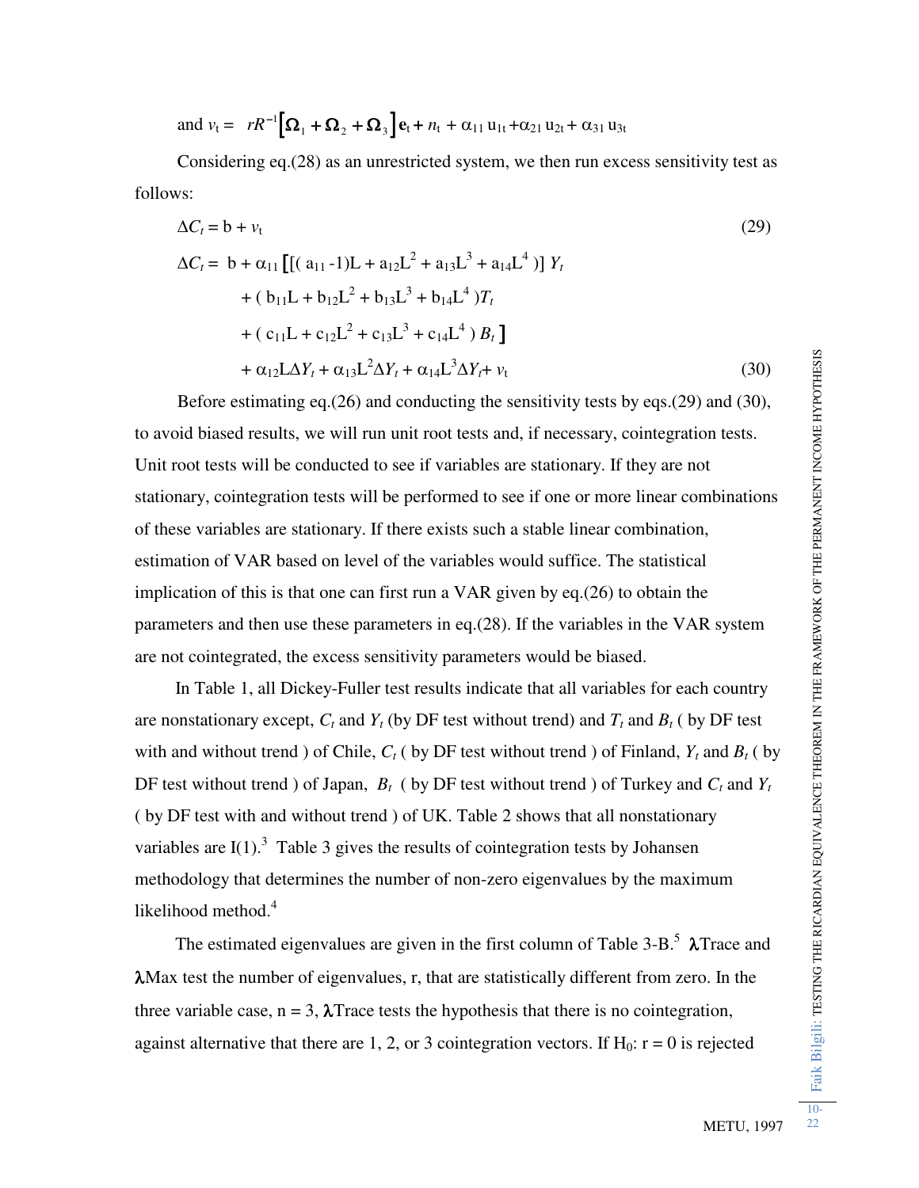and $v_t = rR^{-1}\left[\mathbf{\Omega}_1 + \mathbf{\Omega}_2 + \mathbf{\Omega}_3\right]\mathbf{e}_t + n_t + \alpha_{11}\, u_{1t} + \alpha_{21}\, u_{2t} + \alpha_{31}\, u_{3t}$

Considering eq.(28) as an unrestricted system, we then run excess sensitivity test as follows:

$$\Delta C_t = b + v_t \tag{29}$$

$$\begin{aligned}\Delta C_t = \; & b + \alpha_{11}\left[\left[(a_{11} - 1)L + a_{12}L^2 + a_{13}L^3 + a_{14}L^4\right)\right] Y_t \\ & + (b_{11}L + b_{12}L^2 + b_{13}L^3 + b_{14}L^4)T_t \\ & + (c_{11}L + c_{12}L^2 + c_{13}L^3 + c_{14}L^4)\, B_t \left.\right] \\ & + \alpha_{12}L\Delta Y_t + \alpha_{13}L^2\Delta Y_t + \alpha_{14}L^3\Delta Y_t + v_t \end{aligned} \tag{30}$$

Before estimating eq.(26) and conducting the sensitivity tests by eqs.(29) and (30), to avoid biased results, we will run unit root tests and, if necessary, cointegration tests. Unit root tests will be conducted to see if variables are stationary. If they are not stationary, cointegration tests will be performed to see if one or more linear combinations of these variables are stationary. If there exists such a stable linear combination, estimation of VAR based on level of the variables would suffice. The statistical implication of this is that one can first run a VAR given by eq.(26) to obtain the parameters and then use these parameters in eq.(28). If the variables in the VAR system are not cointegrated, the excess sensitivity parameters would be biased.

In Table 1, all Dickey-Fuller test results indicate that all variables for each country are nonstationary except, $C_t$ and $Y_t$ (by DF test without trend) and $T_t$ and $B_t$ ( by DF test with and without trend ) of Chile, $C_t$ ( by DF test without trend ) of Finland, $Y_t$ and $B_t$ ( by DF test without trend ) of Japan, $B_t$ ( by DF test without trend ) of Turkey and $C_t$ and $Y_t$ ( by DF test with and without trend ) of UK. Table 2 shows that all nonstationary variables are I(1).[3] Table 3 gives the results of cointegration tests by Johansen methodology that determines the number of non-zero eigenvalues by the maximum likelihood method.[4]

The estimated eigenvalues are given in the first column of Table 3-B.[5] $\lambda$Trace and $\lambda$Max test the number of eigenvalues, r, that are statistically different from zero. In the three variable case, n = 3, $\lambda$Trace tests the hypothesis that there is no cointegration, against alternative that there are 1, 2, or 3 cointegration vectors. If $H_0$: r = 0 is rejected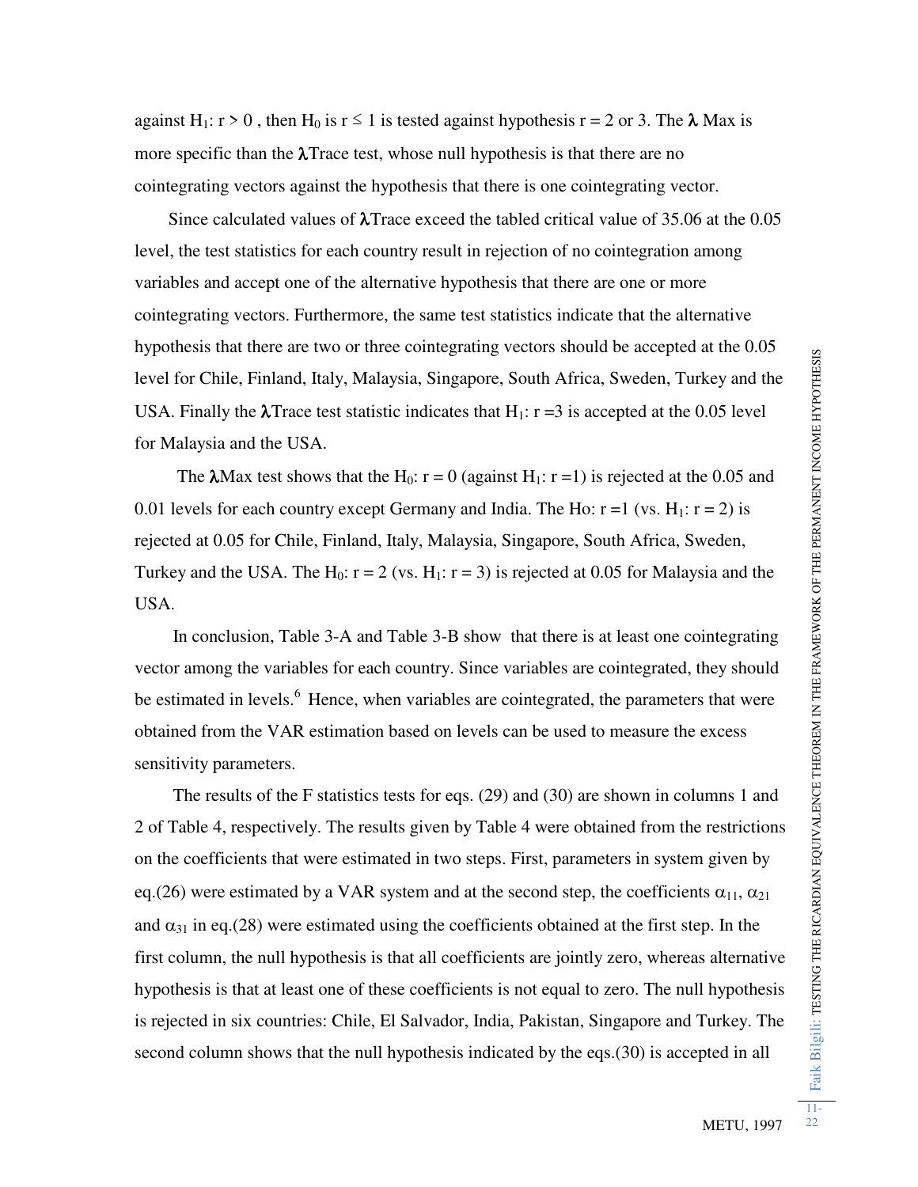against $H_1$: $r > 0$ , then $H_0$ is $r \leq 1$ is tested against hypothesis $r = 2$ or 3. The $\lambda$ Max is more specific than the $\lambda$Trace test, whose null hypothesis is that there are no cointegrating vectors against the hypothesis that there is one cointegrating vector.

Since calculated values of $\lambda$Trace exceed the tabled critical value of 35.06 at the 0.05 level, the test statistics for each country result in rejection of no cointegration among variables and accept one of the alternative hypothesis that there are one or more cointegrating vectors. Furthermore, the same test statistics indicate that the alternative hypothesis that there are two or three cointegrating vectors should be accepted at the 0.05 level for Chile, Finland, Italy, Malaysia, Singapore, South Africa, Sweden, Turkey and the USA. Finally the $\lambda$Trace test statistic indicates that $H_1$: $r = 3$ is accepted at the 0.05 level for Malaysia and the USA.

The $\lambda$Max test shows that the $H_0$: $r = 0$ (against $H_1$: $r = 1$) is rejected at the 0.05 and 0.01 levels for each country except Germany and India. The Ho: $r = 1$ (vs. $H_1$: $r = 2$) is rejected at 0.05 for Chile, Finland, Italy, Malaysia, Singapore, South Africa, Sweden, Turkey and the USA. The $H_0$: $r = 2$ (vs. $H_1$: $r = 3$) is rejected at 0.05 for Malaysia and the USA.

In conclusion, Table 3-A and Table 3-B show that there is at least one cointegrating vector among the variables for each country. Since variables are cointegrated, they should be estimated in levels.[6] Hence, when variables are cointegrated, the parameters that were obtained from the VAR estimation based on levels can be used to measure the excess sensitivity parameters.

The results of the F statistics tests for eqs. (29) and (30) are shown in columns 1 and 2 of Table 4, respectively. The results given by Table 4 were obtained from the restrictions on the coefficients that were estimated in two steps. First, parameters in system given by eq.(26) were estimated by a VAR system and at the second step, the coefficients $\alpha_{11}$, $\alpha_{21}$ and $\alpha_{31}$ in eq.(28) were estimated using the coefficients obtained at the first step. In the first column, the null hypothesis is that all coefficients are jointly zero, whereas alternative hypothesis is that at least one of these coefficients is not equal to zero. The null hypothesis is rejected in six countries: Chile, El Salvador, India, Pakistan, Singapore and Turkey. The second column shows that the null hypothesis indicated by the eqs.(30) is accepted in all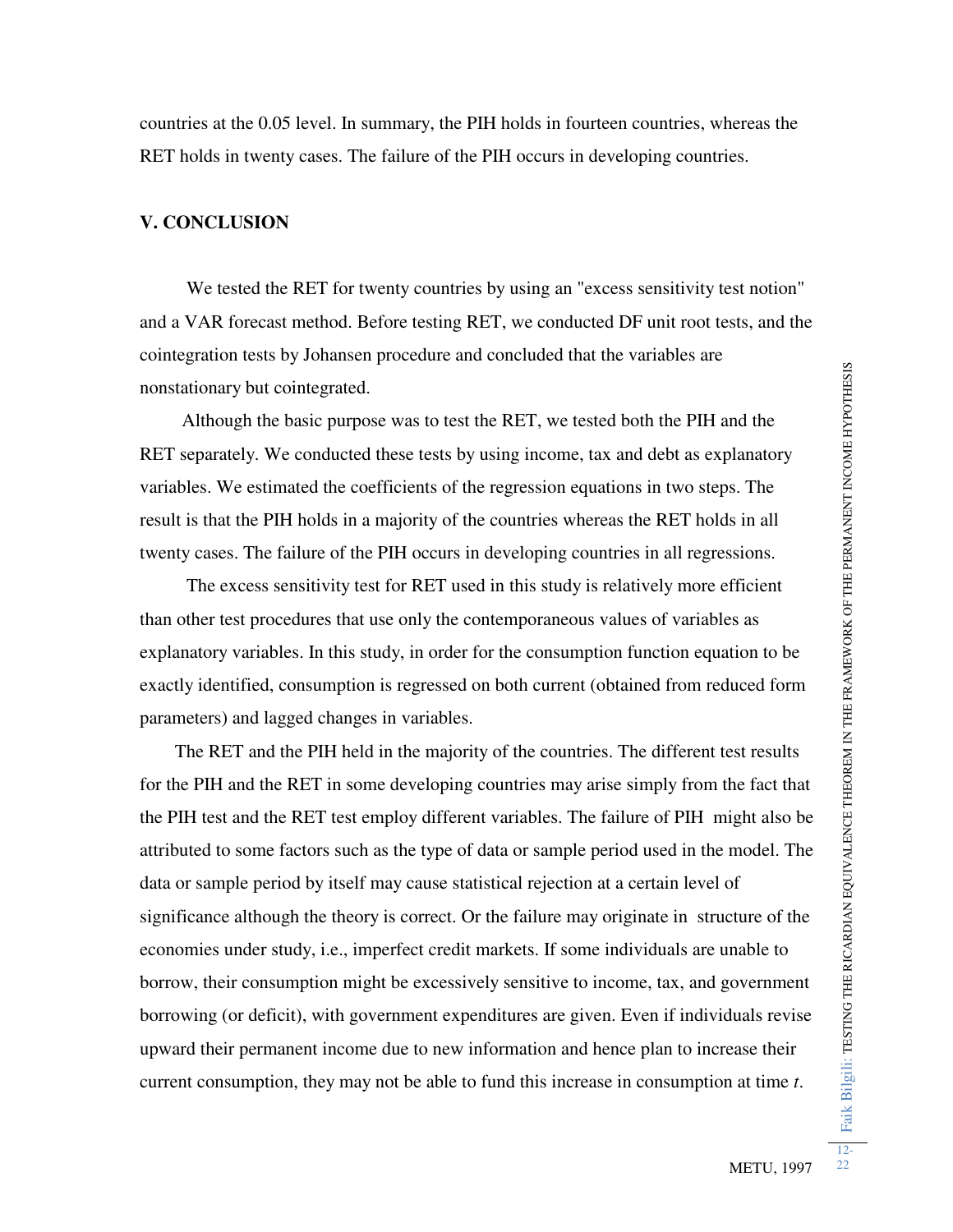countries at the 0.05 level. In summary, the PIH holds in fourteen countries, whereas the RET holds in twenty cases. The failure of the PIH occurs in developing countries.

## V. CONCLUSION

We tested the RET for twenty countries by using an "excess sensitivity test notion" and a VAR forecast method. Before testing RET, we conducted DF unit root tests, and the cointegration tests by Johansen procedure and concluded that the variables are nonstationary but cointegrated.

Although the basic purpose was to test the RET, we tested both the PIH and the RET separately. We conducted these tests by using income, tax and debt as explanatory variables. We estimated the coefficients of the regression equations in two steps. The result is that the PIH holds in a majority of the countries whereas the RET holds in all twenty cases. The failure of the PIH occurs in developing countries in all regressions.

The excess sensitivity test for RET used in this study is relatively more efficient than other test procedures that use only the contemporaneous values of variables as explanatory variables. In this study, in order for the consumption function equation to be exactly identified, consumption is regressed on both current (obtained from reduced form parameters) and lagged changes in variables.

The RET and the PIH held in the majority of the countries. The different test results for the PIH and the RET in some developing countries may arise simply from the fact that the PIH test and the RET test employ different variables. The failure of PIH might also be attributed to some factors such as the type of data or sample period used in the model. The data or sample period by itself may cause statistical rejection at a certain level of significance although the theory is correct. Or the failure may originate in structure of the economies under study, i.e., imperfect credit markets. If some individuals are unable to borrow, their consumption might be excessively sensitive to income, tax, and government borrowing (or deficit), with government expenditures are given. Even if individuals revise upward their permanent income due to new information and hence plan to increase their current consumption, they may not be able to fund this increase in consumption at time *t*.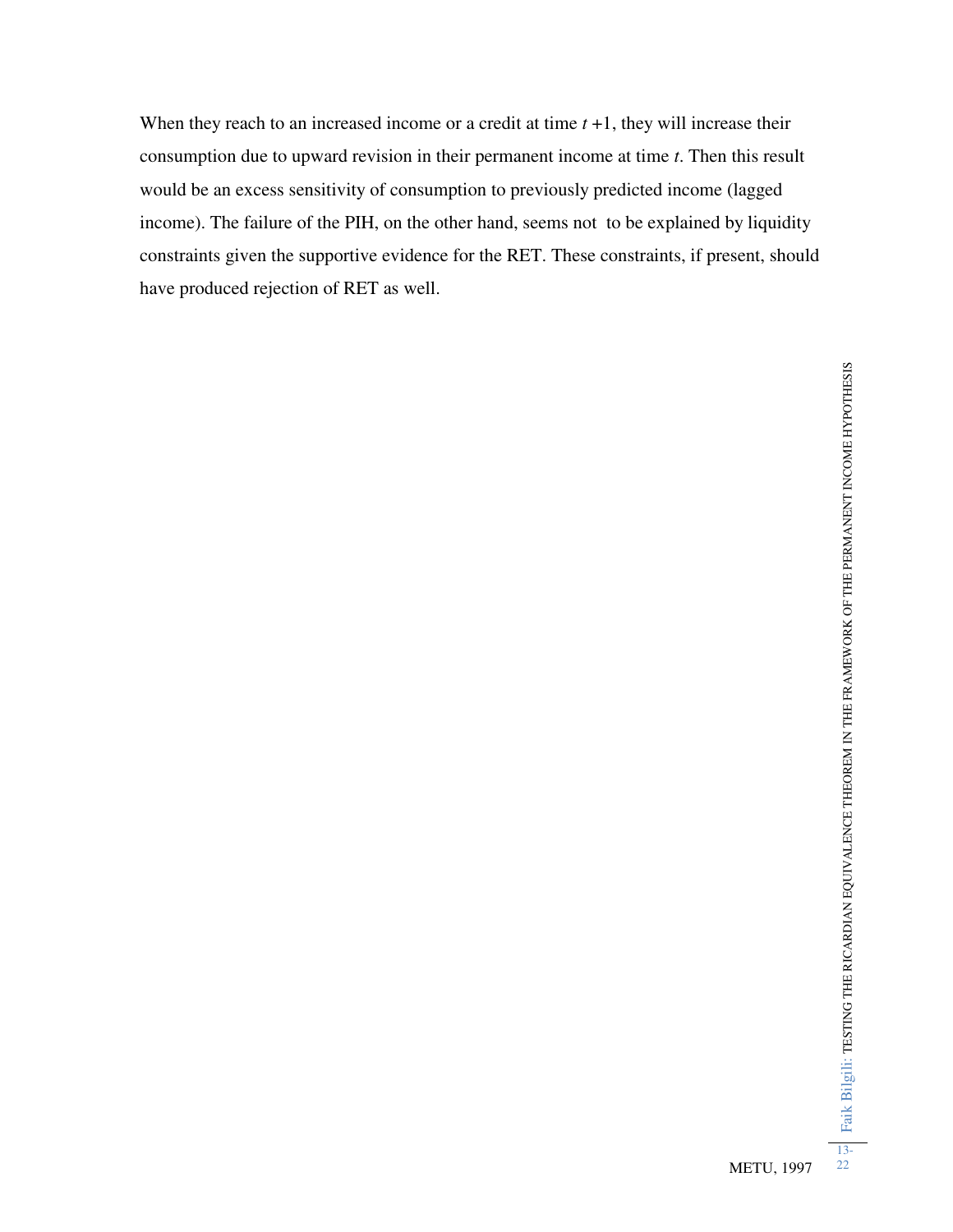When they reach to an increased income or a credit at time $t + 1$, they will increase their consumption due to upward revision in their permanent income at time $t$. Then this result would be an excess sensitivity of consumption to previously predicted income (lagged income). The failure of the PIH, on the other hand, seems not to be explained by liquidity constraints given the supportive evidence for the RET. These constraints, if present, should have produced rejection of RET as well.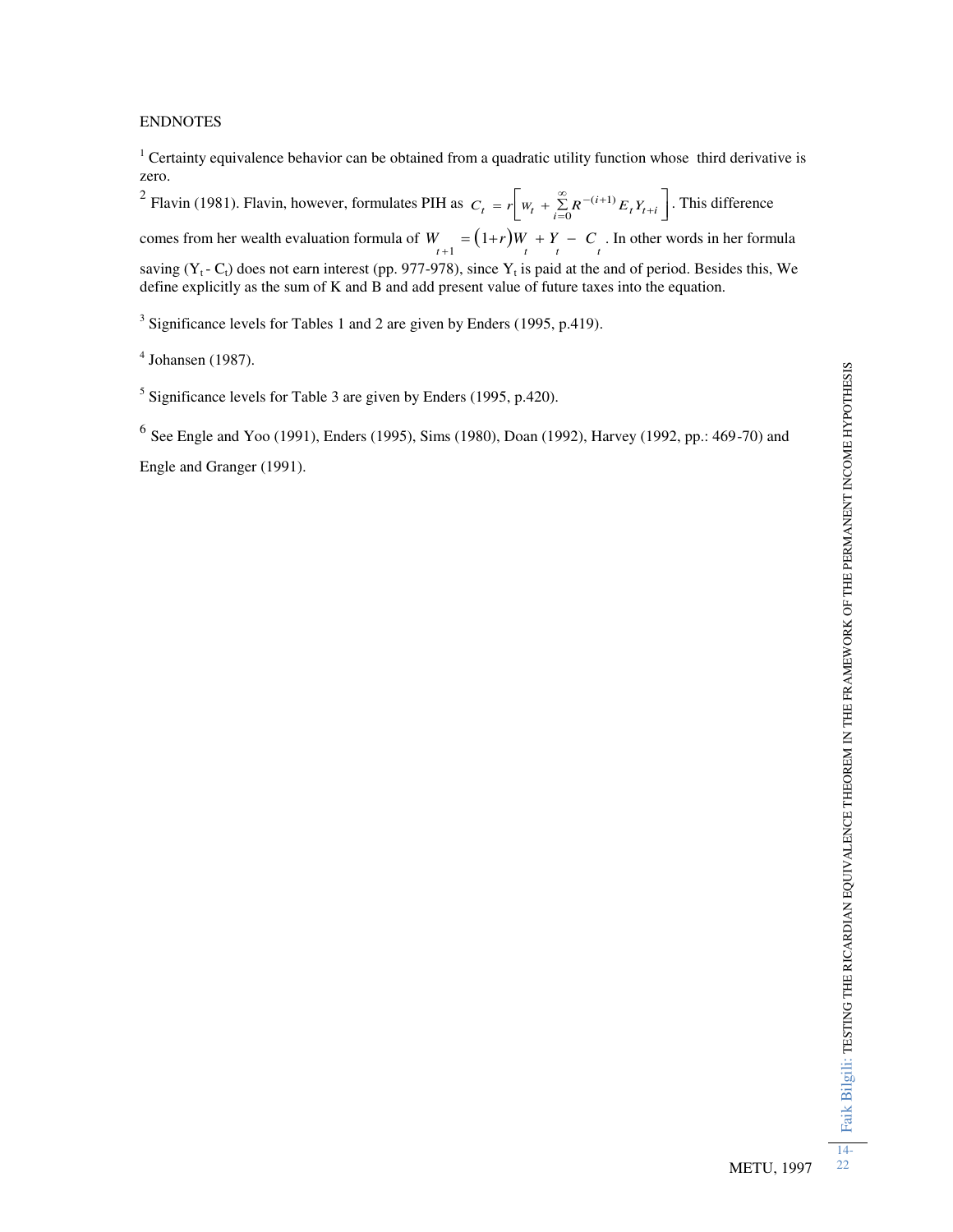ENDNOTES

[1] Certainty equivalence behavior can be obtained from a quadratic utility function whose third derivative is zero.

[2] Flavin (1981). Flavin, however, formulates PIH as $C_t = r\left[W_t + \sum_{i=0}^{\infty} R^{-(i+1)} E_t Y_{t+i}\right]$. This difference comes from her wealth evaluation formula of $W_{t+1} = (1+r)W_t + Y_t - C_t$. In other words in her formula saving ($Y_t$ - $C_t$) does not earn interest (pp. 977-978), since $Y_t$ is paid at the and of period. Besides this, We define explicitly as the sum of K and B and add present value of future taxes into the equation.

[3] Significance levels for Tables 1 and 2 are given by Enders (1995, p.419).

[4] Johansen (1987).

[5] Significance levels for Table 3 are given by Enders (1995, p.420).

[6] See Engle and Yoo (1991), Enders (1995), Sims (1980), Doan (1992), Harvey (1992, pp.: 469-70) and Engle and Granger (1991).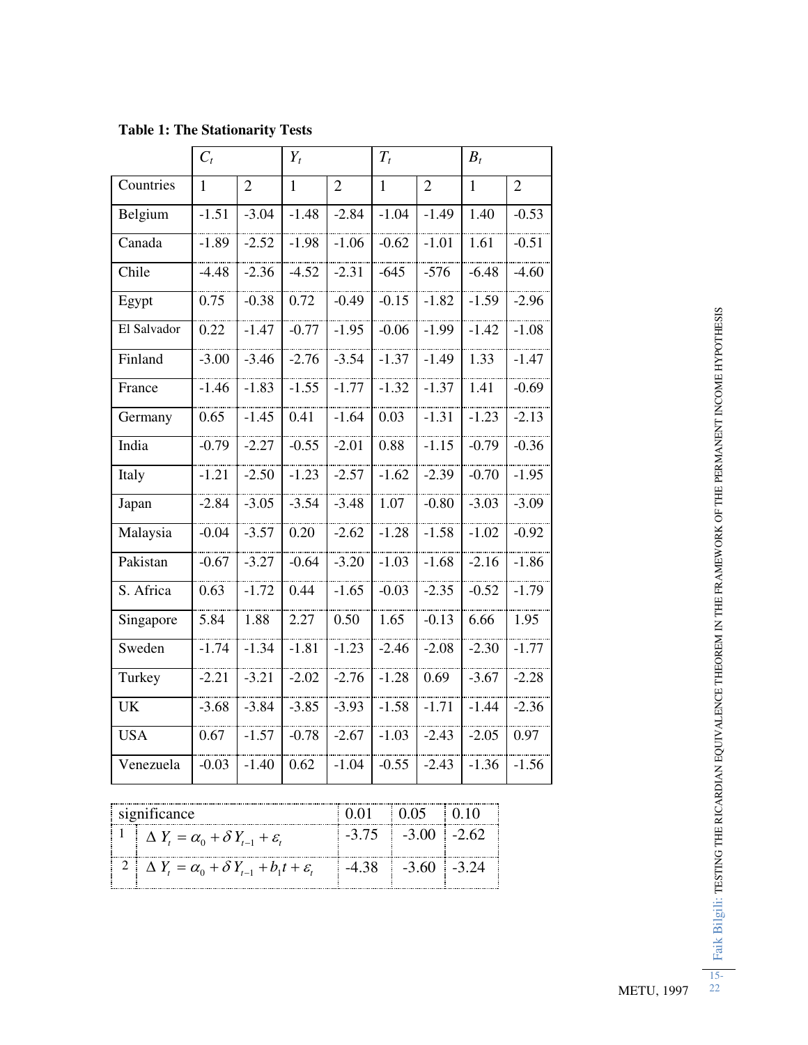**Table 1: The Stationarity Tests**

| | $C_t$ | | $Y_t$ | | $T_t$ | | $B_t$ | |
|---|---|---|---|---|---|---|---|---|
| Countries | 1 | 2 | 1 | 2 | 1 | 2 | 1 | 2 |
| Belgium | -1.51 | -3.04 | -1.48 | -2.84 | -1.04 | -1.49 | 1.40 | -0.53 |
| Canada | -1.89 | -2.52 | -1.98 | -1.06 | -0.62 | -1.01 | 1.61 | -0.51 |
| Chile | -4.48 | -2.36 | -4.52 | -2.31 | -645 | -576 | -6.48 | -4.60 |
| Egypt | 0.75 | -0.38 | 0.72 | -0.49 | -0.15 | -1.82 | -1.59 | -2.96 |
| El Salvador | 0.22 | -1.47 | -0.77 | -1.95 | -0.06 | -1.99 | -1.42 | -1.08 |
| Finland | -3.00 | -3.46 | -2.76 | -3.54 | -1.37 | -1.49 | 1.33 | -1.47 |
| France | -1.46 | -1.83 | -1.55 | -1.77 | -1.32 | -1.37 | 1.41 | -0.69 |
| Germany | 0.65 | -1.45 | 0.41 | -1.64 | 0.03 | -1.31 | -1.23 | -2.13 |
| India | -0.79 | -2.27 | -0.55 | -2.01 | 0.88 | -1.15 | -0.79 | -0.36 |
| Italy | -1.21 | -2.50 | -1.23 | -2.57 | -1.62 | -2.39 | -0.70 | -1.95 |
| Japan | -2.84 | -3.05 | -3.54 | -3.48 | 1.07 | -0.80 | -3.03 | -3.09 |
| Malaysia | -0.04 | -3.57 | 0.20 | -2.62 | -1.28 | -1.58 | -1.02 | -0.92 |
| Pakistan | -0.67 | -3.27 | -0.64 | -3.20 | -1.03 | -1.68 | -2.16 | -1.86 |
| S. Africa | 0.63 | -1.72 | 0.44 | -1.65 | -0.03 | -2.35 | -0.52 | -1.79 |
| Singapore | 5.84 | 1.88 | 2.27 | 0.50 | 1.65 | -0.13 | 6.66 | 1.95 |
| Sweden | -1.74 | -1.34 | -1.81 | -1.23 | -2.46 | -2.08 | -2.30 | -1.77 |
| Turkey | -2.21 | -3.21 | -2.02 | -2.76 | -1.28 | 0.69 | -3.67 | -2.28 |
| UK | -3.68 | -3.84 | -3.85 | -3.93 | -1.58 | -1.71 | -1.44 | -2.36 |
| USA | 0.67 | -1.57 | -0.78 | -2.67 | -1.03 | -2.43 | -2.05 | 0.97 |
| Venezuela | -0.03 | -1.40 | 0.62 | -1.04 | -0.55 | -2.43 | -1.36 | -1.56 |

| | significance | 0.01 | 0.05 | 0.10 |
|---|---|---|---|---|
| 1 | $\Delta Y_t = \alpha_0 + \delta Y_{t-1} + \varepsilon_t$ | -3.75 | -3.00 | -2.62 |
| 2 | $\Delta Y_t = \alpha_0 + \delta Y_{t-1} + b_1 t + \varepsilon_t$ | -4.38 | -3.60 | -3.24 |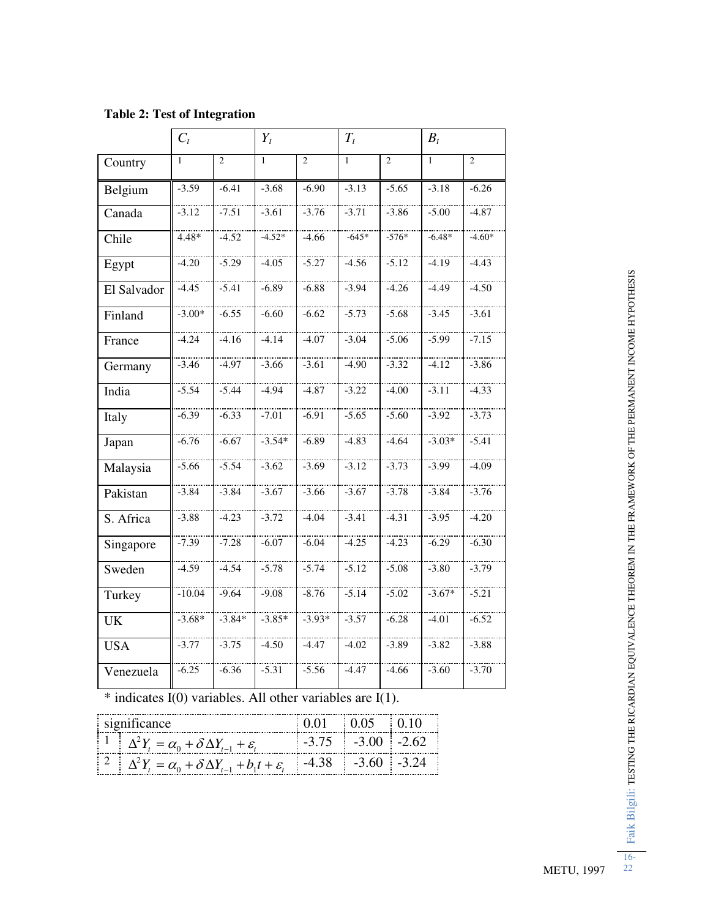**Table 2: Test of Integration**

| | $C_t$ | | $Y_t$ | | $T_t$ | | $B_t$ | |
|---|---|---|---|---|---|---|---|---|
| Country | 1 | 2 | 1 | 2 | 1 | 2 | 1 | 2 |
| Belgium | -3.59 | -6.41 | -3.68 | -6.90 | -3.13 | -5.65 | -3.18 | -6.26 |
| Canada | -3.12 | -7.51 | -3.61 | -3.76 | -3.71 | -3.86 | -5.00 | -4.87 |
| Chile | 4.48* | -4.52 | -4.52* | -4.66 | -645* | -576* | -6.48* | -4.60* |
| Egypt | -4.20 | -5.29 | -4.05 | -5.27 | -4.56 | -5.12 | -4.19 | -4.43 |
| El Salvador | -4.45 | -5.41 | -6.89 | -6.88 | -3.94 | -4.26 | -4.49 | -4.50 |
| Finland | -3.00* | -6.55 | -6.60 | -6.62 | -5.73 | -5.68 | -3.45 | -3.61 |
| France | -4.24 | -4.16 | -4.14 | -4.07 | -3.04 | -5.06 | -5.99 | -7.15 |
| Germany | -3.46 | -4.97 | -3.66 | -3.61 | -4.90 | -3.32 | -4.12 | -3.86 |
| India | -5.54 | -5.44 | -4.94 | -4.87 | -3.22 | -4.00 | -3.11 | -4.33 |
| Italy | -6.39 | -6.33 | -7.01 | -6.91 | -5.65 | -5.60 | -3.92 | -3.73 |
| Japan | -6.76 | -6.67 | -3.54* | -6.89 | -4.83 | -4.64 | -3.03* | -5.41 |
| Malaysia | -5.66 | -5.54 | -3.62 | -3.69 | -3.12 | -3.73 | -3.99 | -4.09 |
| Pakistan | -3.84 | -3.84 | -3.67 | -3.66 | -3.67 | -3.78 | -3.84 | -3.76 |
| S. Africa | -3.88 | -4.23 | -3.72 | -4.04 | -3.41 | -4.31 | -3.95 | -4.20 |
| Singapore | -7.39 | -7.28 | -6.07 | -6.04 | -4.25 | -4.23 | -6.29 | -6.30 |
| Sweden | -4.59 | -4.54 | -5.78 | -5.74 | -5.12 | -5.08 | -3.80 | -3.79 |
| Turkey | -10.04 | -9.64 | -9.08 | -8.76 | -5.14 | -5.02 | -3.67* | -5.21 |
| UK | -3.68* | -3.84* | -3.85* | -3.93* | -3.57 | -6.28 | -4.01 | -6.52 |
| USA | -3.77 | -3.75 | -4.50 | -4.47 | -4.02 | -3.89 | -3.82 | -3.88 |
| Venezuela | -6.25 | -6.36 | -5.31 | -5.56 | -4.47 | -4.66 | -3.60 | -3.70 |

* indicates I(0) variables. All other variables are I(1).

| | significance | 0.01 | 0.05 | 0.10 |
|---|---|---|---|---|
| 1 | $\Delta^2 Y_t = \alpha_0 + \delta \Delta Y_{t-1} + \varepsilon_t$ | -3.75 | -3.00 | -2.62 |
| 2 | $\Delta^2 Y_t = \alpha_0 + \delta \Delta Y_{t-1} + b_1 t + \varepsilon_t$ | -4.38 | -3.60 | -3.24 |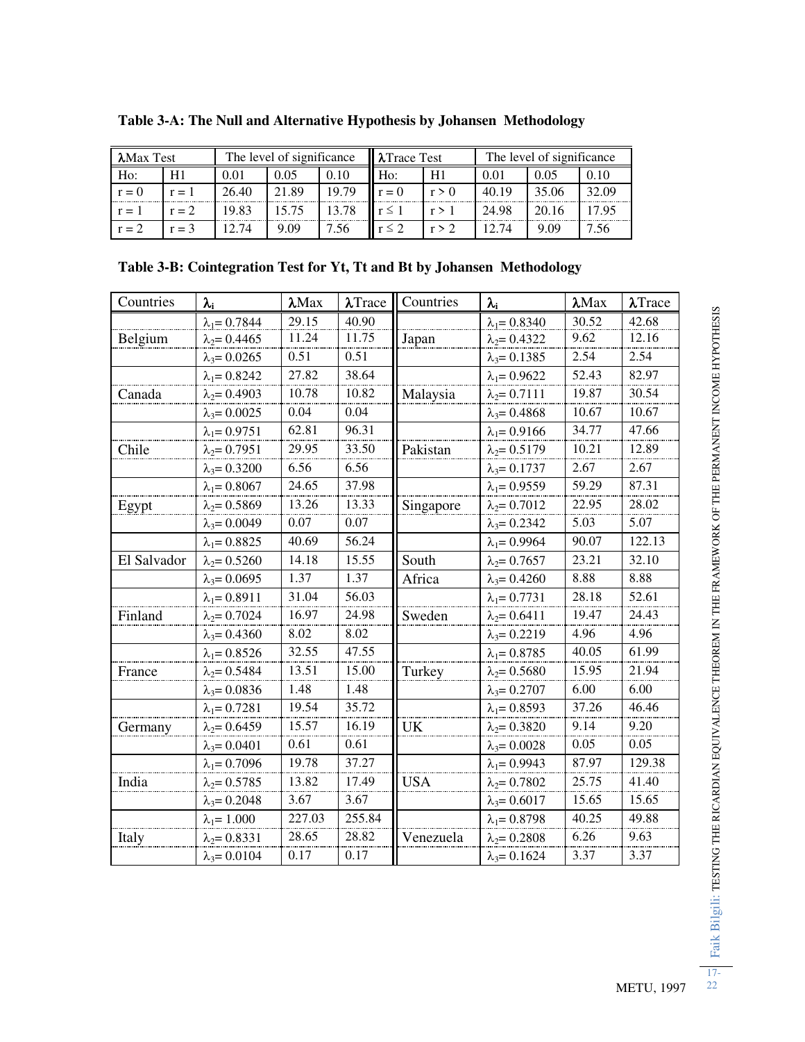**Table 3-A: The Null and Alternative Hypothesis by Johansen Methodology**

| λMax Test | | The level of significance | | | λTrace Test | | The level of significance | | |
|---|---|---|---|---|---|---|---|---|---|
| Ho: | H1 | 0.01 | 0.05 | 0.10 | Ho: | H1 | 0.01 | 0.05 | 0.10 |
| r = 0 | r = 1 | 26.40 | 21.89 | 19.79 | r = 0 | r > 0 | 40.19 | 35.06 | 32.09 |
| r = 1 | r = 2 | 19.83 | 15.75 | 13.78 | r ≤ 1 | r > 1 | 24.98 | 20.16 | 17.95 |
| r = 2 | r = 3 | 12.74 | 9.09 | 7.56 | r ≤ 2 | r > 2 | 12.74 | 9.09 | 7.56 |

**Table 3-B: Cointegration Test for Yt, Tt and Bt by Johansen Methodology**

| Countries | $\lambda_i$ | λMax | λTrace | Countries | $\lambda_i$ | λMax | λTrace |
|---|---|---|---|---|---|---|---|
| | $\lambda_1$= 0.7844 | 29.15 | 40.90 | | $\lambda_1$= 0.8340 | 30.52 | 42.68 |
| Belgium | $\lambda_2$= 0.4465 | 11.24 | 11.75 | Japan | $\lambda_2$= 0.4322 | 9.62 | 12.16 |
| | $\lambda_3$= 0.0265 | 0.51 | 0.51 | | $\lambda_3$= 0.1385 | 2.54 | 2.54 |
| | $\lambda_1$= 0.8242 | 27.82 | 38.64 | | $\lambda_1$= 0.9622 | 52.43 | 82.97 |
| Canada | $\lambda_2$= 0.4903 | 10.78 | 10.82 | Malaysia | $\lambda_2$= 0.7111 | 19.87 | 30.54 |
| | $\lambda_3$= 0.0025 | 0.04 | 0.04 | | $\lambda_3$= 0.4868 | 10.67 | 10.67 |
| | $\lambda_1$= 0.9751 | 62.81 | 96.31 | | $\lambda_1$= 0.9166 | 34.77 | 47.66 |
| Chile | $\lambda_2$= 0.7951 | 29.95 | 33.50 | Pakistan | $\lambda_2$= 0.5179 | 10.21 | 12.89 |
| | $\lambda_3$= 0.3200 | 6.56 | 6.56 | | $\lambda_3$= 0.1737 | 2.67 | 2.67 |
| | $\lambda_1$= 0.8067 | 24.65 | 37.98 | | $\lambda_1$= 0.9559 | 59.29 | 87.31 |
| Egypt | $\lambda_2$= 0.5869 | 13.26 | 13.33 | Singapore | $\lambda_2$= 0.7012 | 22.95 | 28.02 |
| | $\lambda_3$= 0.0049 | 0.07 | 0.07 | | $\lambda_3$= 0.2342 | 5.03 | 5.07 |
| | $\lambda_1$= 0.8825 | 40.69 | 56.24 | | $\lambda_1$= 0.9964 | 90.07 | 122.13 |
| El Salvador | $\lambda_2$= 0.5260 | 14.18 | 15.55 | South | $\lambda_2$= 0.7657 | 23.21 | 32.10 |
| | $\lambda_3$= 0.0695 | 1.37 | 1.37 | Africa | $\lambda_3$= 0.4260 | 8.88 | 8.88 |
| | $\lambda_1$= 0.8911 | 31.04 | 56.03 | | $\lambda_1$= 0.7731 | 28.18 | 52.61 |
| Finland | $\lambda_2$= 0.7024 | 16.97 | 24.98 | Sweden | $\lambda_2$= 0.6411 | 19.47 | 24.43 |
| | $\lambda_3$= 0.4360 | 8.02 | 8.02 | | $\lambda_3$= 0.2219 | 4.96 | 4.96 |
| | $\lambda_1$= 0.8526 | 32.55 | 47.55 | | $\lambda_1$= 0.8785 | 40.05 | 61.99 |
| France | $\lambda_2$= 0.5484 | 13.51 | 15.00 | Turkey | $\lambda_2$= 0.5680 | 15.95 | 21.94 |
| | $\lambda_3$= 0.0836 | 1.48 | 1.48 | | $\lambda_3$= 0.2707 | 6.00 | 6.00 |
| | $\lambda_1$= 0.7281 | 19.54 | 35.72 | | $\lambda_1$= 0.8593 | 37.26 | 46.46 |
| Germany | $\lambda_2$= 0.6459 | 15.57 | 16.19 | UK | $\lambda_2$= 0.3820 | 9.14 | 9.20 |
| | $\lambda_3$= 0.0401 | 0.61 | 0.61 | | $\lambda_3$= 0.0028 | 0.05 | 0.05 |
| | $\lambda_1$= 0.7096 | 19.78 | 37.27 | | $\lambda_1$= 0.9943 | 87.97 | 129.38 |
| India | $\lambda_2$= 0.5785 | 13.82 | 17.49 | USA | $\lambda_2$= 0.7802 | 25.75 | 41.40 |
| | $\lambda_3$= 0.2048 | 3.67 | 3.67 | | $\lambda_3$= 0.6017 | 15.65 | 15.65 |
| | $\lambda_1$= 1.000 | 227.03 | 255.84 | | $\lambda_1$= 0.8798 | 40.25 | 49.88 |
| Italy | $\lambda_2$= 0.8331 | 28.65 | 28.82 | Venezuela | $\lambda_2$= 0.2808 | 6.26 | 9.63 |
| | $\lambda_3$= 0.0104 | 0.17 | 0.17 | | $\lambda_3$= 0.1624 | 3.37 | 3.37 |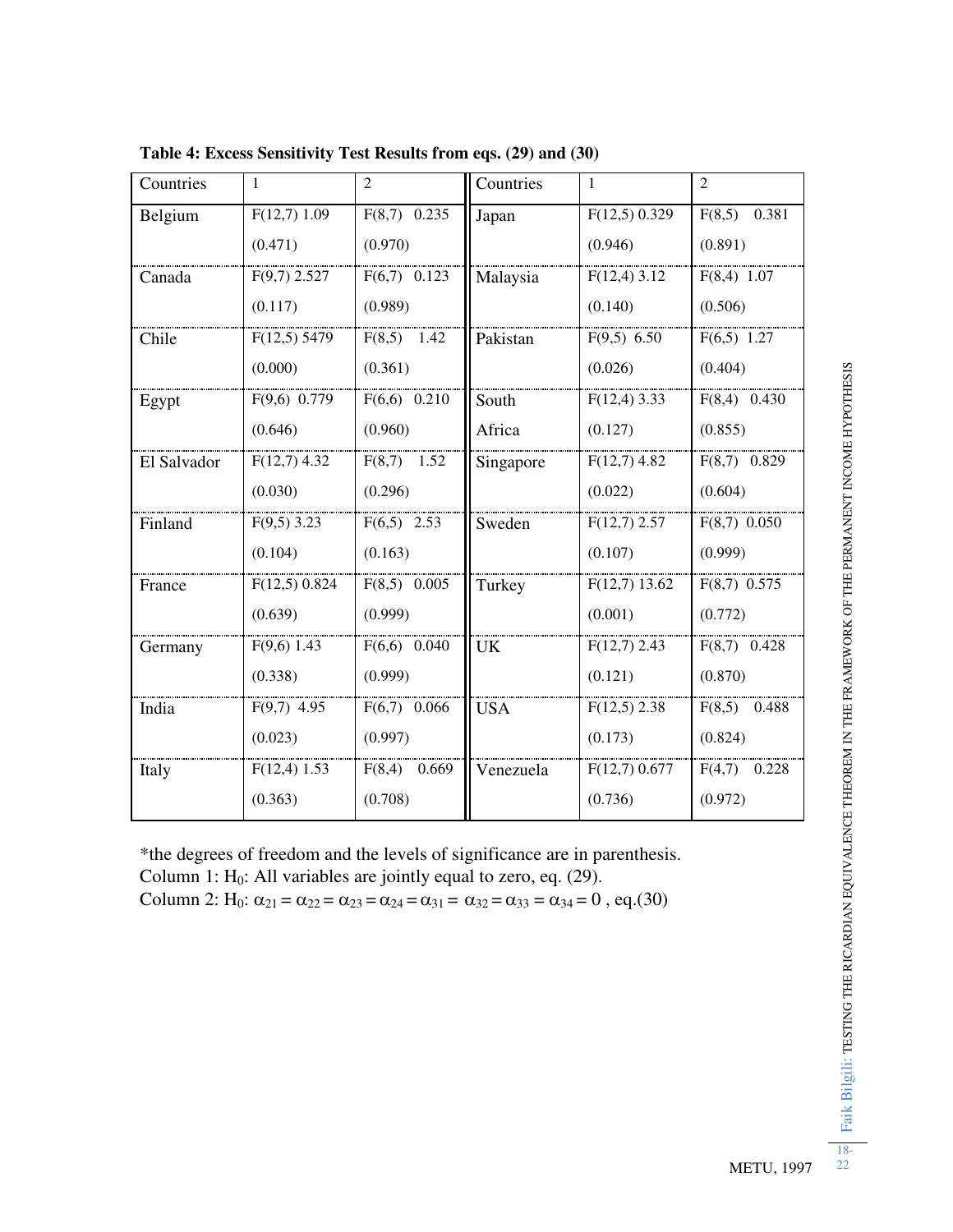**Table 4: Excess Sensitivity Test Results from eqs. (29) and (30)**

| Countries | 1 | 2 | Countries | 1 | 2 |
|---|---|---|---|---|---|
| Belgium | $F(12,7)$ 1.09 (0.471) | $F(8,7)$ 0.235 (0.970) | Japan | $F(12,5)$ 0.329 (0.946) | $F(8,5)$ 0.381 (0.891) |
| Canada | $F(9,7)$ 2.527 (0.117) | $F(6,7)$ 0.123 (0.989) | Malaysia | $F(12,4)$ 3.12 (0.140) | $F(8,4)$ 1.07 (0.506) |
| Chile | $F(12,5)$ 5479 (0.000) | $F(8,5)$ 1.42 (0.361) | Pakistan | $F(9,5)$ 6.50 (0.026) | $F(6,5)$ 1.27 (0.404) |
| Egypt | $F(9,6)$ 0.779 (0.646) | $F(6,6)$ 0.210 (0.960) | South Africa | $F(12,4)$ 3.33 (0.127) | $F(8,4)$ 0.430 (0.855) |
| El Salvador | $F(12,7)$ 4.32 (0.030) | $F(8,7)$ 1.52 (0.296) | Singapore | $F(12,7)$ 4.82 (0.022) | $F(8,7)$ 0.829 (0.604) |
| Finland | $F(9,5)$ 3.23 (0.104) | $F(6,5)$ 2.53 (0.163) | Sweden | $F(12,7)$ 2.57 (0.107) | $F(8,7)$ 0.050 (0.999) |
| France | $F(12,5)$ 0.824 (0.639) | $F(8,5)$ 0.005 (0.999) | Turkey | $F(12,7)$ 13.62 (0.001) | $F(8,7)$ 0.575 (0.772) |
| Germany | $F(9,6)$ 1.43 (0.338) | $F(6,6)$ 0.040 (0.999) | UK | $F(12,7)$ 2.43 (0.121) | $F(8,7)$ 0.428 (0.870) |
| India | $F(9,7)$ 4.95 (0.023) | $F(6,7)$ 0.066 (0.997) | USA | $F(12,5)$ 2.38 (0.173) | $F(8,5)$ 0.488 (0.824) |
| Italy | $F(12,4)$ 1.53 (0.363) | $F(8,4)$ 0.669 (0.708) | Venezuela | $F(12,7)$ 0.677 (0.736) | $F(4,7)$ 0.228 (0.972) |

*the degrees of freedom and the levels of significance are in parenthesis.
Column 1: $H_0$: All variables are jointly equal to zero, eq. (29).
Column 2: $H_0$: $\alpha_{21} = \alpha_{22} = \alpha_{23} = \alpha_{24} = \alpha_{31} = \alpha_{32} = \alpha_{33} = \alpha_{34} = 0$ , eq.(30)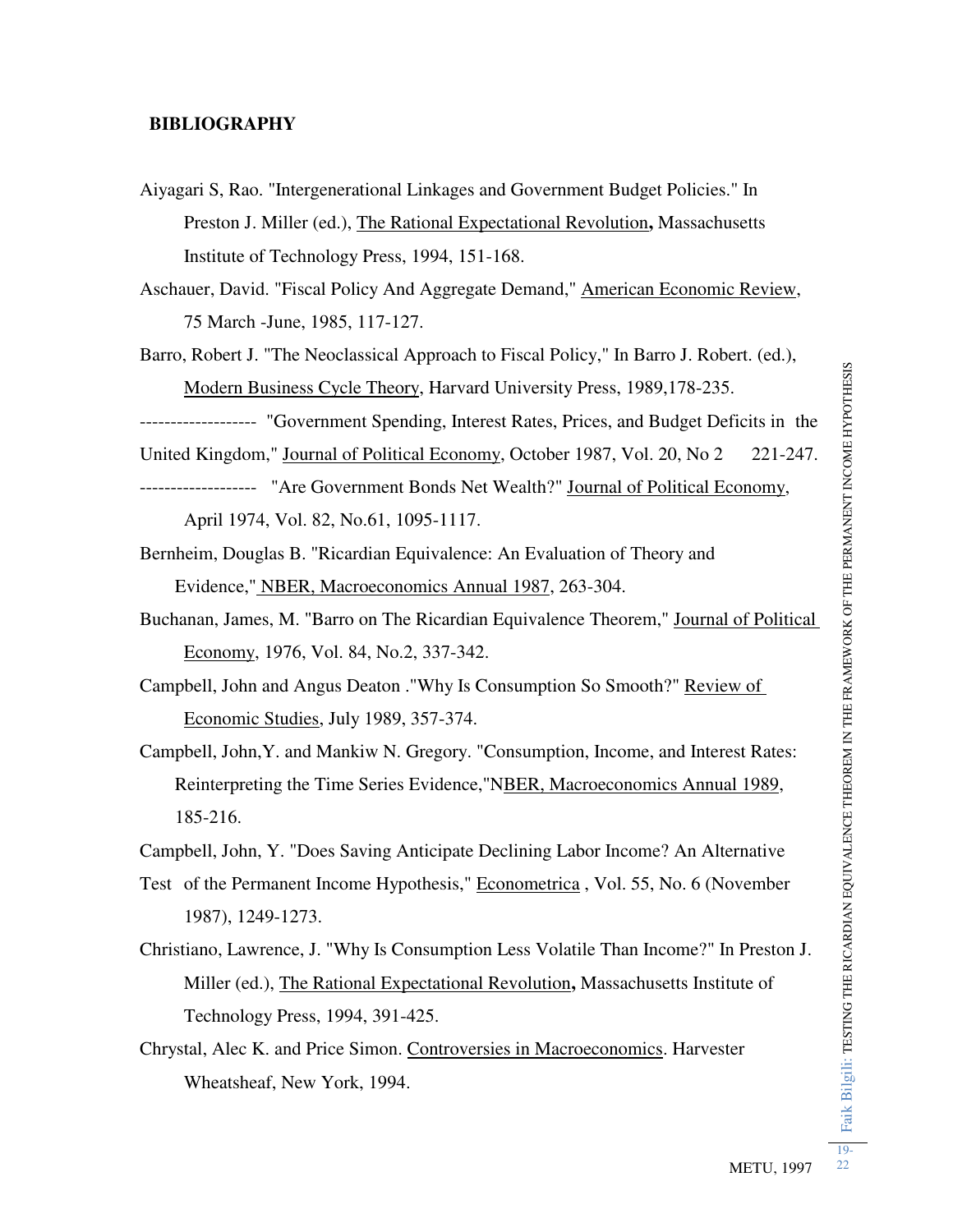**BIBLIOGRAPHY**

Aiyagari S, Rao. "Intergenerational Linkages and Government Budget Policies." In Preston J. Miller (ed.), The Rational Expectational Revolution**,** Massachusetts Institute of Technology Press, 1994, 151-168.

Aschauer, David. "Fiscal Policy And Aggregate Demand," American Economic Review, 75 March -June, 1985, 117-127.

Barro, Robert J. "The Neoclassical Approach to Fiscal Policy," In Barro J. Robert. (ed.), Modern Business Cycle Theory, Harvard University Press, 1989,178-235.

------------------- "Government Spending, Interest Rates, Prices, and Budget Deficits in the United Kingdom," Journal of Political Economy, October 1987, Vol. 20, No 2 221-247.

------------------- "Are Government Bonds Net Wealth?" Journal of Political Economy, April 1974, Vol. 82, No.61, 1095-1117.

Bernheim, Douglas B. "Ricardian Equivalence: An Evaluation of Theory and Evidence," NBER, Macroeconomics Annual 1987, 263-304.

Buchanan, James, M. "Barro on The Ricardian Equivalence Theorem," Journal of Political Economy, 1976, Vol. 84, No.2, 337-342.

Campbell, John and Angus Deaton ."Why Is Consumption So Smooth?" Review of Economic Studies, July 1989, 357-374.

Campbell, John,Y. and Mankiw N. Gregory. "Consumption, Income, and Interest Rates: Reinterpreting the Time Series Evidence,"NBER, Macroeconomics Annual 1989, 185-216.

Campbell, John, Y. "Does Saving Anticipate Declining Labor Income? An Alternative Test of the Permanent Income Hypothesis," Econometrica , Vol. 55, No. 6 (November 1987), 1249-1273.

Christiano, Lawrence, J. "Why Is Consumption Less Volatile Than Income?" In Preston J. Miller (ed.), The Rational Expectational Revolution**,** Massachusetts Institute of Technology Press, 1994, 391-425.

Chrystal, Alec K. and Price Simon. Controversies in Macroeconomics. Harvester Wheatsheaf, New York, 1994.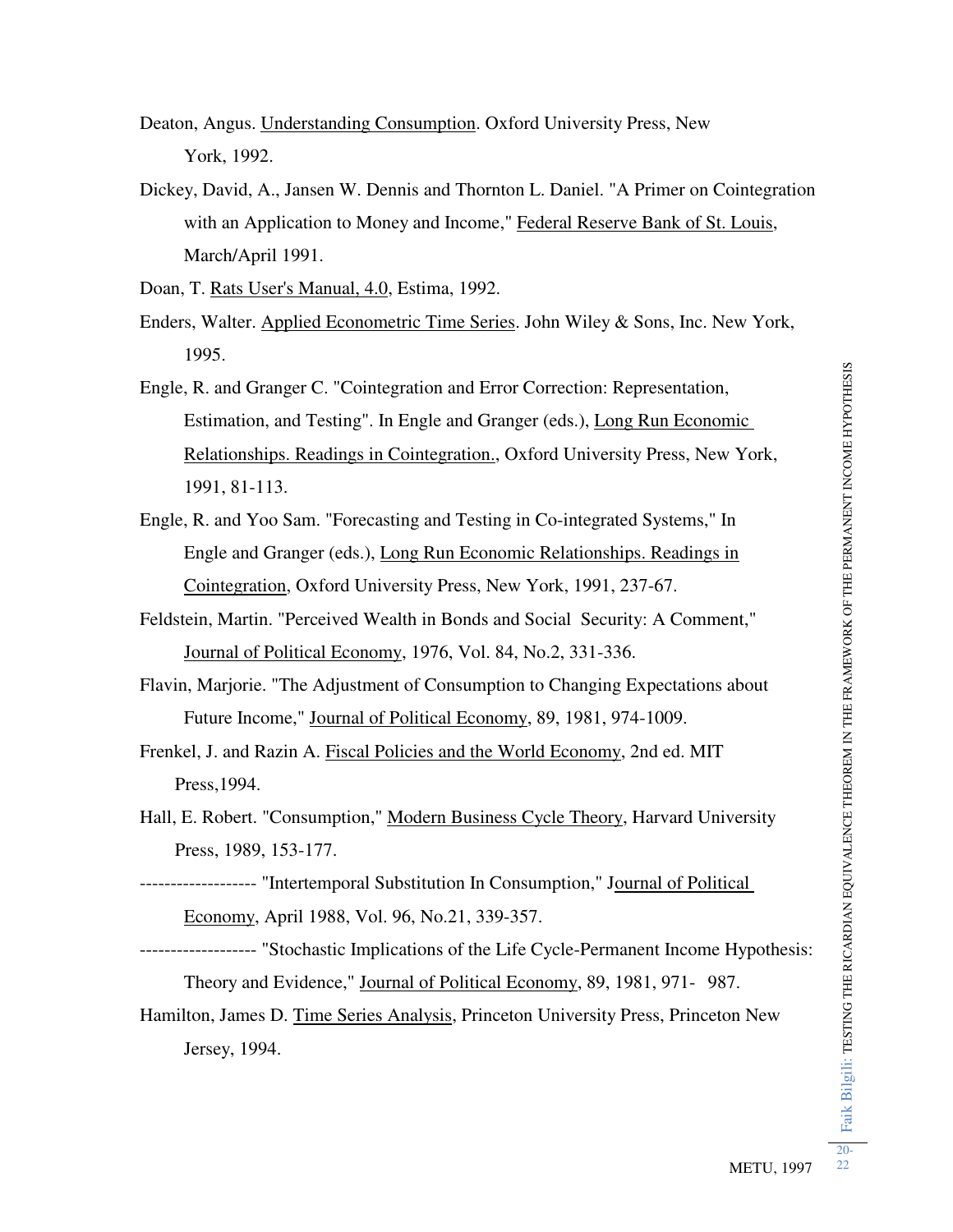Deaton, Angus. Understanding Consumption. Oxford University Press, New York, 1992.

Dickey, David, A., Jansen W. Dennis and Thornton L. Daniel. "A Primer on Cointegration with an Application to Money and Income," Federal Reserve Bank of St. Louis, March/April 1991.

Doan, T. Rats User's Manual, 4.0, Estima, 1992.

Enders, Walter. Applied Econometric Time Series. John Wiley & Sons, Inc. New York, 1995.

Engle, R. and Granger C. "Cointegration and Error Correction: Representation, Estimation, and Testing". In Engle and Granger (eds.), Long Run Economic Relationships. Readings in Cointegration., Oxford University Press, New York, 1991, 81-113.

Engle, R. and Yoo Sam. "Forecasting and Testing in Co-integrated Systems," In Engle and Granger (eds.), Long Run Economic Relationships. Readings in Cointegration, Oxford University Press, New York, 1991, 237-67.

Feldstein, Martin. "Perceived Wealth in Bonds and Social Security: A Comment," Journal of Political Economy, 1976, Vol. 84, No.2, 331-336.

Flavin, Marjorie. "The Adjustment of Consumption to Changing Expectations about Future Income," Journal of Political Economy, 89, 1981, 974-1009.

Frenkel, J. and Razin A. Fiscal Policies and the World Economy, 2nd ed. MIT Press,1994.

Hall, E. Robert. "Consumption," Modern Business Cycle Theory, Harvard University Press, 1989, 153-177.

------------------- "Intertemporal Substitution In Consumption," Journal of Political Economy, April 1988, Vol. 96, No.21, 339-357.

------------------- "Stochastic Implications of the Life Cycle-Permanent Income Hypothesis: Theory and Evidence," Journal of Political Economy, 89, 1981, 971- 987.

Hamilton, James D. Time Series Analysis, Princeton University Press, Princeton New Jersey, 1994.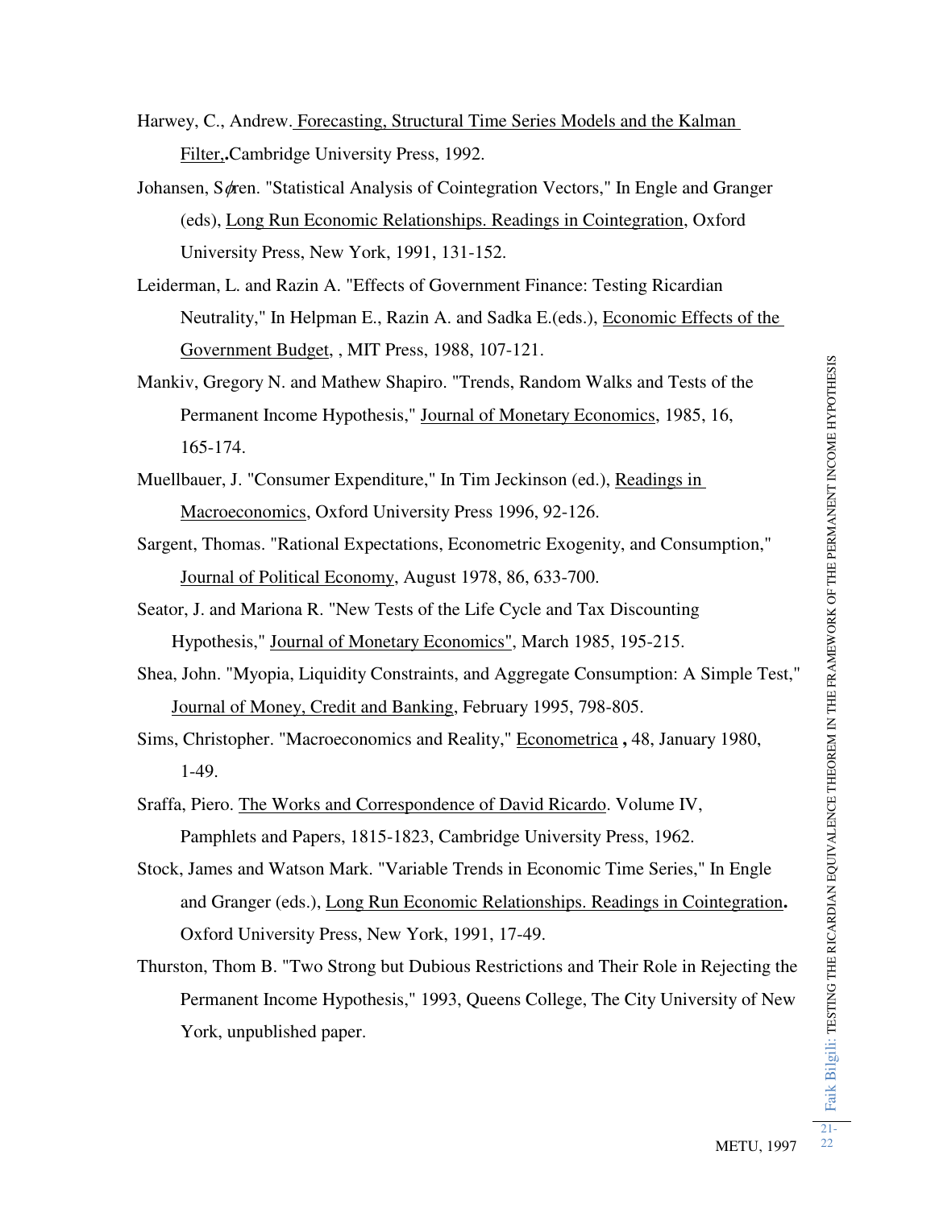Harwey, C., Andrew. Forecasting, Structural Time Series Models and the Kalman Filter,**.**Cambridge University Press, 1992.

Johansen, Søren. "Statistical Analysis of Cointegration Vectors," In Engle and Granger (eds), Long Run Economic Relationships. Readings in Cointegration, Oxford University Press, New York, 1991, 131-152.

Leiderman, L. and Razin A. "Effects of Government Finance: Testing Ricardian Neutrality," In Helpman E., Razin A. and Sadka E.(eds.), Economic Effects of the Government Budget, , MIT Press, 1988, 107-121.

Mankiv, Gregory N. and Mathew Shapiro. "Trends, Random Walks and Tests of the Permanent Income Hypothesis," Journal of Monetary Economics, 1985, 16, 165-174.

Muellbauer, J. "Consumer Expenditure," In Tim Jeckinson (ed.), Readings in Macroeconomics, Oxford University Press 1996, 92-126.

Sargent, Thomas. "Rational Expectations, Econometric Exogenity, and Consumption," Journal of Political Economy, August 1978, 86, 633-700.

Seator, J. and Mariona R. "New Tests of the Life Cycle and Tax Discounting Hypothesis," Journal of Monetary Economics", March 1985, 195-215.

Shea, John. "Myopia, Liquidity Constraints, and Aggregate Consumption: A Simple Test," Journal of Money, Credit and Banking, February 1995, 798-805.

Sims, Christopher. "Macroeconomics and Reality," Econometrica **,** 48, January 1980, 1-49.

Sraffa, Piero. The Works and Correspondence of David Ricardo. Volume IV, Pamphlets and Papers, 1815-1823, Cambridge University Press, 1962.

Stock, James and Watson Mark. "Variable Trends in Economic Time Series," In Engle and Granger (eds.), Long Run Economic Relationships. Readings in Cointegration**.** Oxford University Press, New York, 1991, 17-49.

Thurston, Thom B. "Two Strong but Dubious Restrictions and Their Role in Rejecting the Permanent Income Hypothesis," 1993, Queens College, The City University of New York, unpublished paper.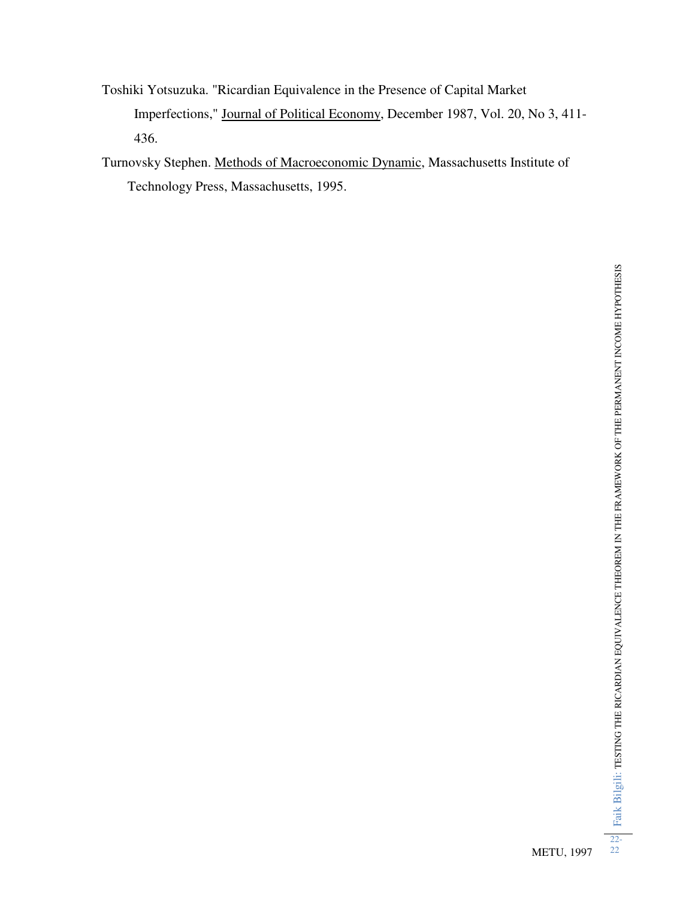Toshiki Yotsuzuka. "Ricardian Equivalence in the Presence of Capital Market Imperfections," Journal of Political Economy, December 1987, Vol. 20, No 3, 411-436.

Turnovsky Stephen. Methods of Macroeconomic Dynamic, Massachusetts Institute of Technology Press, Massachusetts, 1995.